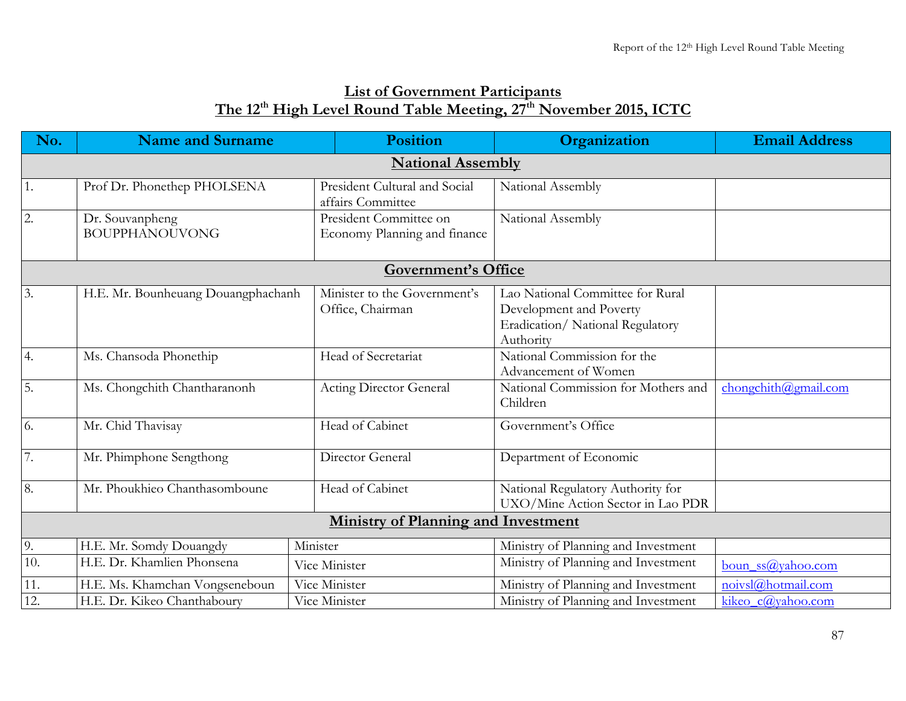# List of Government Participants
## The 12th High Level Round Table Meeting, 27th November 2015, ICTC

| No. | Name and Surname | Position | Organization | Email Address |
|---|---|---|---|---|
| **National Assembly** | | | | |
| 1. | Prof Dr. Phonethep PHOLSENA | President Cultural and Social affairs Committee | National Assembly | |
| 2. | Dr. Souvanpheng BOUPPHANOUVONG | President Committee on Economy Planning and finance | National Assembly | |
| **Government's Office** | | | | |
| 3. | H.E. Mr. Bounheuang Douangphachanh | Minister to the Government's Office, Chairman | Lao National Committee for Rural Development and Poverty Eradication/ National Regulatory Authority | |
| 4. | Ms. Chansoda Phonethip | Head of Secretariat | National Commission for the Advancement of Women | |
| 5. | Ms. Chongchith Chantharanonh | Acting Director General | National Commission for Mothers and Children | chongchith@gmail.com |
| 6. | Mr. Chid Thavisay | Head of Cabinet | Government's Office | |
| 7. | Mr. Phimphone Sengthong | Director General | Department of Economic | |
| 8. | Mr. Phoukhieo Chanthasomboune | Head of Cabinet | National Regulatory Authority for UXO/Mine Action Sector in Lao PDR | |
| **Ministry of Planning and Investment** | | | | |
| 9. | H.E. Mr. Somdy Douangdy | Minister | Ministry of Planning and Investment | |
| 10. | H.E. Dr. Khamlien Phonsena | Vice Minister | Ministry of Planning and Investment | boun_ss@yahoo.com |
| 11. | H.E. Ms. Khamchan Vongseneboun | Vice Minister | Ministry of Planning and Investment | noivsl@hotmail.com |
| 12. | H.E. Dr. Kikeo Chanthaboury | Vice Minister | Ministry of Planning and Investment | kikeo_c@yahoo.com |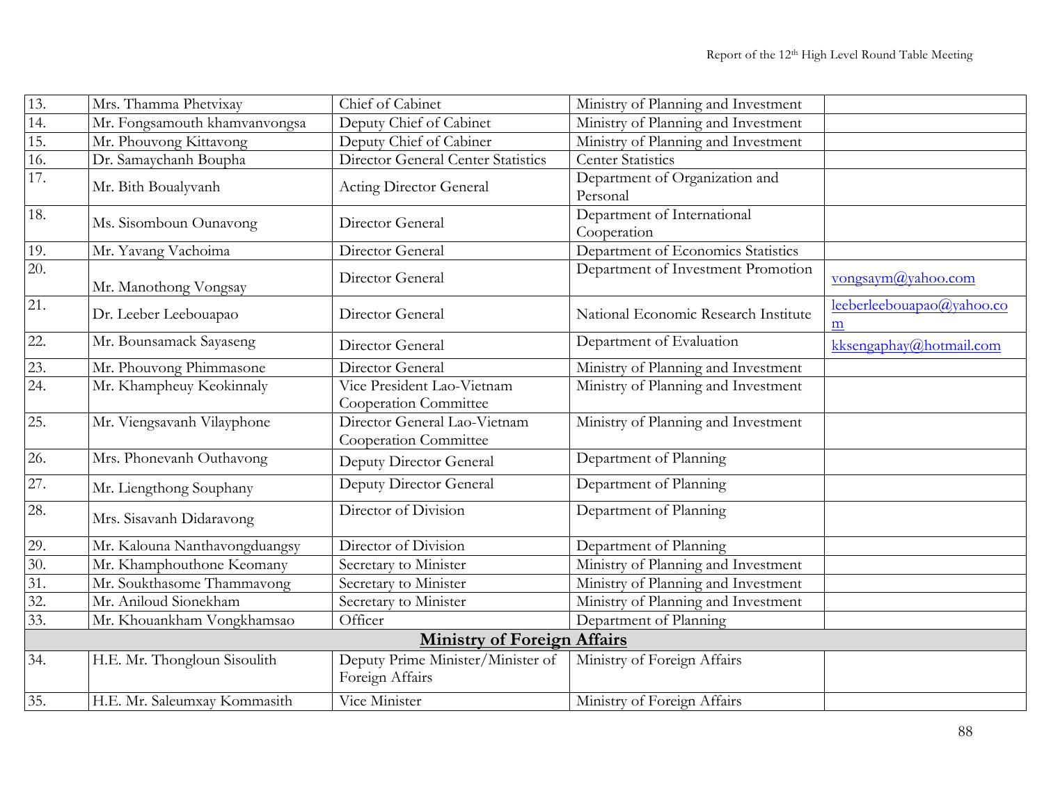| | | | | |
|---|---|---|---|---|
| 13. | Mrs. Thamma Phetvixay | Chief of Cabinet | Ministry of Planning and Investment | |
| 14. | Mr. Fongsamouth khamvanvongsa | Deputy Chief of Cabinet | Ministry of Planning and Investment | |
| 15. | Mr. Phouvong Kittavong | Deputy Chief of Cabiner | Ministry of Planning and Investment | |
| 16. | Dr. Samaychanh Boupha | Director General Center Statistics | Center Statistics | |
| 17. | Mr. Bith Boualyvanh | Acting Director General | Department of Organization and Personal | |
| 18. | Ms. Sisomboun Ounavong | Director General | Department of International Cooperation | |
| 19. | Mr. Yavang Vachoima | Director General | Department of Economics Statistics | |
| 20. | Mr. Manothong Vongsay | Director General | Department of Investment Promotion | vongsaym@yahoo.com |
| 21. | Dr. Leeber Leebouapao | Director General | National Economic Research Institute | leeberleebouapao@yahoo.com |
| 22. | Mr. Bounsamack Sayaseng | Director General | Department of Evaluation | kksengaphay@hotmail.com |
| 23. | Mr. Phouvong Phimmasone | Director General | Ministry of Planning and Investment | |
| 24. | Mr. Khampheuy Keokinnaly | Vice President Lao-Vietnam Cooperation Committee | Ministry of Planning and Investment | |
| 25. | Mr. Viengsavanh Vilayphone | Director General Lao-Vietnam Cooperation Committee | Ministry of Planning and Investment | |
| 26. | Mrs. Phonevanh Outhavong | Deputy Director General | Department of Planning | |
| 27. | Mr. Liengthong Souphany | Deputy Director General | Department of Planning | |
| 28. | Mrs. Sisavanh Didaravong | Director of Division | Department of Planning | |
| 29. | Mr. Kalouna Nanthavongduangsy | Director of Division | Department of Planning | |
| 30. | Mr. Khamphouthone Keomany | Secretary to Minister | Ministry of Planning and Investment | |
| 31. | Mr. Soukthasome Thammavong | Secretary to Minister | Ministry of Planning and Investment | |
| 32. | Mr. Aniloud Sionekham | Secretary to Minister | Ministry of Planning and Investment | |
| 33. | Mr. Khouankham Vongkhamsao | Officer | Department of Planning | |
| | **Ministry of Foreign Affairs** | | | |
| 34. | H.E. Mr. Thongloun Sisoulith | Deputy Prime Minister/Minister of Foreign Affairs | Ministry of Foreign Affairs | |
| 35. | H.E. Mr. Saleumxay Kommasith | Vice Minister | Ministry of Foreign Affairs | |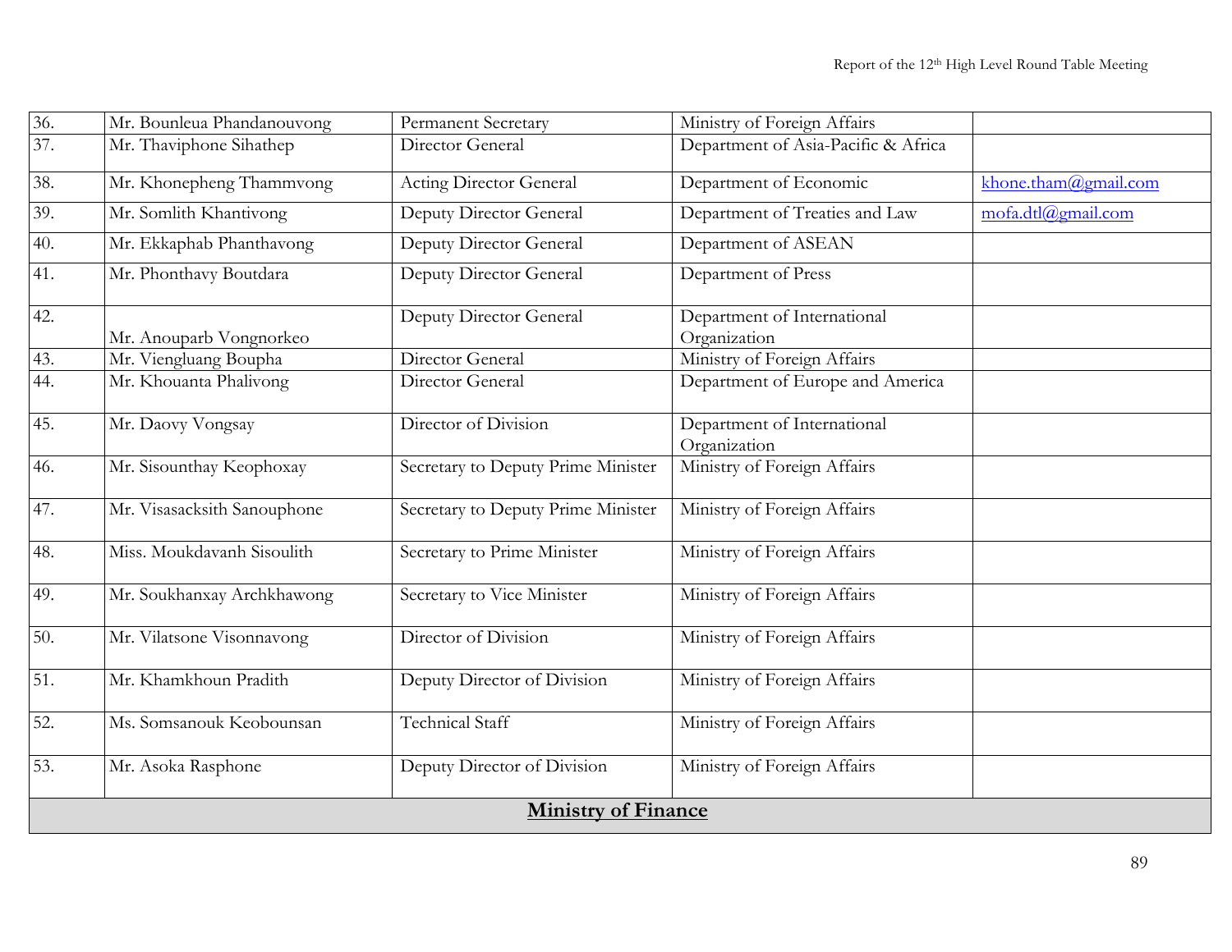| | | | | |
|---|---|---|---|---|
| 36. | Mr. Bounleua Phandanouvong | Permanent Secretary | Ministry of Foreign Affairs | |
| 37. | Mr. Thaviphone Sihathep | Director General | Department of Asia-Pacific & Africa | |
| 38. | Mr. Khonepheng Thammvong | Acting Director General | Department of Economic | khone.tham@gmail.com |
| 39. | Mr. Somlith Khantivong | Deputy Director General | Department of Treaties and Law | mofa.dtl@gmail.com |
| 40. | Mr. Ekkaphab Phanthavong | Deputy Director General | Department of ASEAN | |
| 41. | Mr. Phonthavy Boutdara | Deputy Director General | Department of Press | |
| 42. | Mr. Anouparb Vongnorkeo | Deputy Director General | Department of International Organization | |
| 43. | Mr. Viengluang Boupha | Director General | Ministry of Foreign Affairs | |
| 44. | Mr. Khouanta Phalivong | Director General | Department of Europe and America | |
| 45. | Mr. Daovy Vongsay | Director of Division | Department of International Organization | |
| 46. | Mr. Sisounthay Keophoxay | Secretary to Deputy Prime Minister | Ministry of Foreign Affairs | |
| 47. | Mr. Visasacksith Sanouphone | Secretary to Deputy Prime Minister | Ministry of Foreign Affairs | |
| 48. | Miss. Moukdavanh Sisoulith | Secretary to Prime Minister | Ministry of Foreign Affairs | |
| 49. | Mr. Soukhanxay Archkhawong | Secretary to Vice Minister | Ministry of Foreign Affairs | |
| 50. | Mr. Vilatsone Visonnavong | Director of Division | Ministry of Foreign Affairs | |
| 51. | Mr. Khamkhoun Pradith | Deputy Director of Division | Ministry of Foreign Affairs | |
| 52. | Ms. Somsanouk Keobounsan | Technical Staff | Ministry of Foreign Affairs | |
| 53. | Mr. Asoka Rasphone | Deputy Director of Division | Ministry of Foreign Affairs | |
| **Ministry of Finance** | | | | |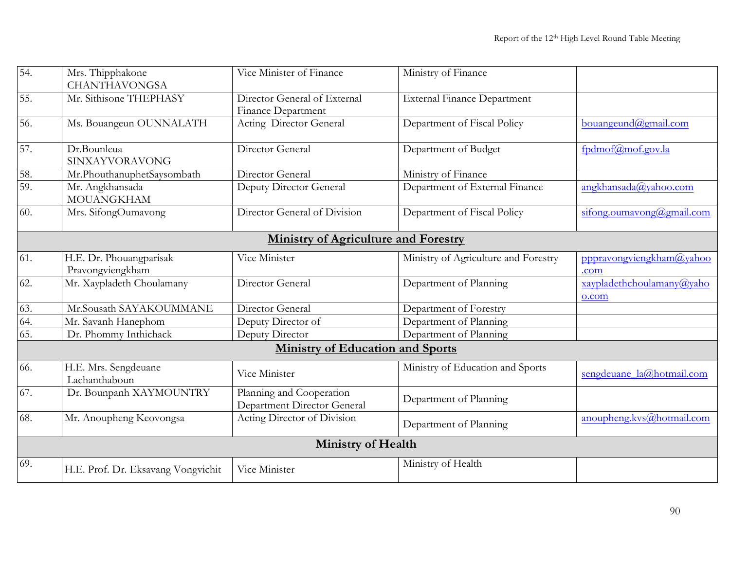| | | | | |
|---|---|---|---|---|
| 54. | Mrs. Thipphakone CHANTHAVONGSA | Vice Minister of Finance | Ministry of Finance | |
| 55. | Mr. Sithisone THEPHASY | Director General of External Finance Department | External Finance Department | |
| 56. | Ms. Bouangeun OUNNALATH | Acting Director General | Department of Fiscal Policy | bouangeund@gmail.com |
| 57. | Dr.Bounleua SINXAYVORAVONG | Director General | Department of Budget | fpdmof@mof.gov.la |
| 58. | Mr.PhouthanuphetSaysombath | Director General | Ministry of Finance | |
| 59. | Mr. Angkhansada MOUANGKHAM | Deputy Director General | Department of External Finance | angkhansada@yahoo.com |
| 60. | Mrs. SifongOumavong | Director General of Division | Department of Fiscal Policy | sifong.oumavong@gmail.com |
| **Ministry of Agriculture and Forestry** | | | | |
| 61. | H.E. Dr. Phouangparisak Pravongviengkham | Vice Minister | Ministry of Agriculture and Forestry | pppravongviengkham@yahoo.com |
| 62. | Mr. Xaypladeth Choulamany | Director General | Department of Planning | xaypladethchoulamany@yahoo.com |
| 63. | Mr.Sousath SAYAKOUMMANE | Director General | Department of Forestry | |
| 64. | Mr. Savanh Hanephom | Deputy Director of | Department of Planning | |
| 65. | Dr. Phommy Inthichack | Deputy Director | Department of Planning | |
| **Ministry of Education and Sports** | | | | |
| 66. | H.E. Mrs. Sengdeuane Lachanthaboun | Vice Minister | Ministry of Education and Sports | sengdeuane_la@hotmail.com |
| 67. | Dr. Bounpanh XAYMOUNTRY | Planning and Cooperation Department Director General | Department of Planning | |
| 68. | Mr. Anoupheng Keovongsa | Acting Director of Division | Department of Planning | anoupheng.kvs@hotmail.com |
| **Ministry of Health** | | | | |
| 69. | H.E. Prof. Dr. Eksavang Vongvichit | Vice Minister | Ministry of Health | |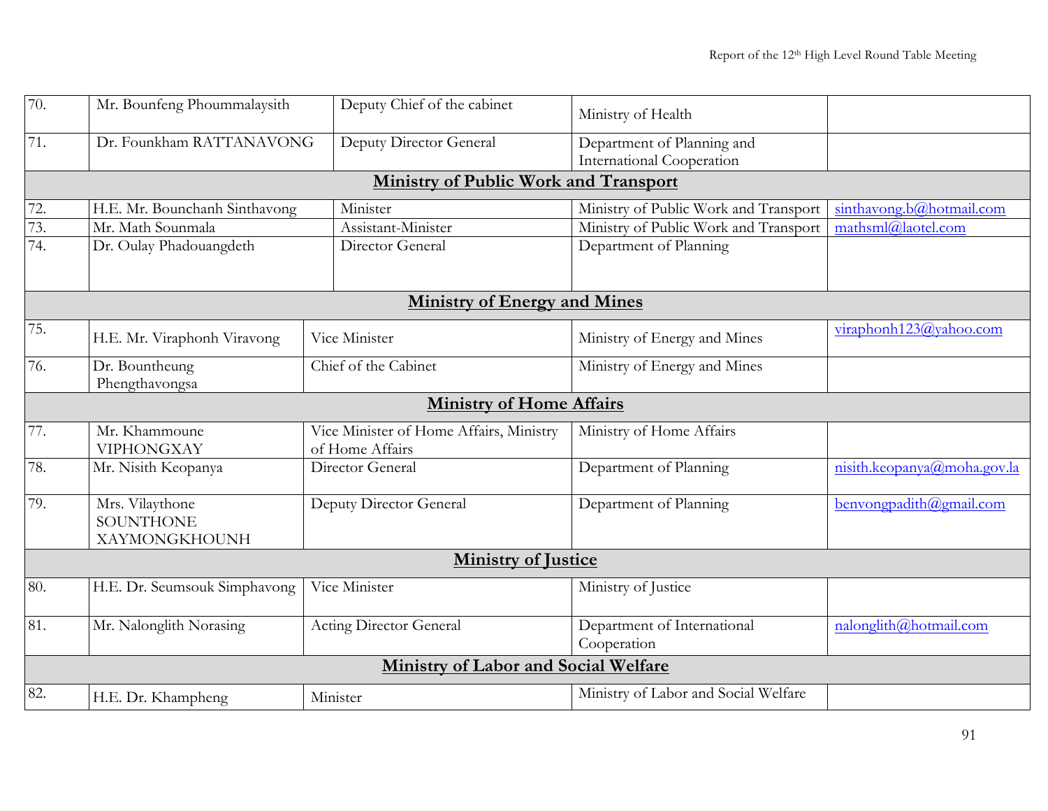| | | | | |
|---|---|---|---|---|
| 70. | Mr. Bounfeng Phoummalaysith | Deputy Chief of the cabinet | Ministry of Health | |
| 71. | Dr. Founkham RATTANAVONG | Deputy Director General | Department of Planning and International Cooperation | |
| **Ministry of Public Work and Transport** | | | | |
| 72. | H.E. Mr. Bounchanh Sinthavong | Minister | Ministry of Public Work and Transport | sinthavong.b@hotmail.com |
| 73. | Mr. Math Sounmala | Assistant-Minister | Ministry of Public Work and Transport | mathsml@laotel.com |
| 74. | Dr. Oulay Phadouangdeth | Director General | Department of Planning | |
| **Ministry of Energy and Mines** | | | | |
| 75. | H.E. Mr. Viraphonh Viravong | Vice Minister | Ministry of Energy and Mines | viraphonh123@yahoo.com |
| 76. | Dr. Bountheung Phengthavongsa | Chief of the Cabinet | Ministry of Energy and Mines | |
| **Ministry of Home Affairs** | | | | |
| 77. | Mr. Khammoune VIPHONGXAY | Vice Minister of Home Affairs, Ministry of Home Affairs | Ministry of Home Affairs | |
| 78. | Mr. Nisith Keopanya | Director General | Department of Planning | nisith.keopanya@moha.gov.la |
| 79. | Mrs. Vilaythone SOUNTHONE XAYMONGKHOUNH | Deputy Director General | Department of Planning | benvongpadith@gmail.com |
| **Ministry of Justice** | | | | |
| 80. | H.E. Dr. Seumsouk Simphavong | Vice Minister | Ministry of Justice | |
| 81. | Mr. Nalonglith Norasing | Acting Director General | Department of International Cooperation | nalonglith@hotmail.com |
| **Ministry of Labor and Social Welfare** | | | | |
| 82. | H.E. Dr. Khampheng | Minister | Ministry of Labor and Social Welfare | |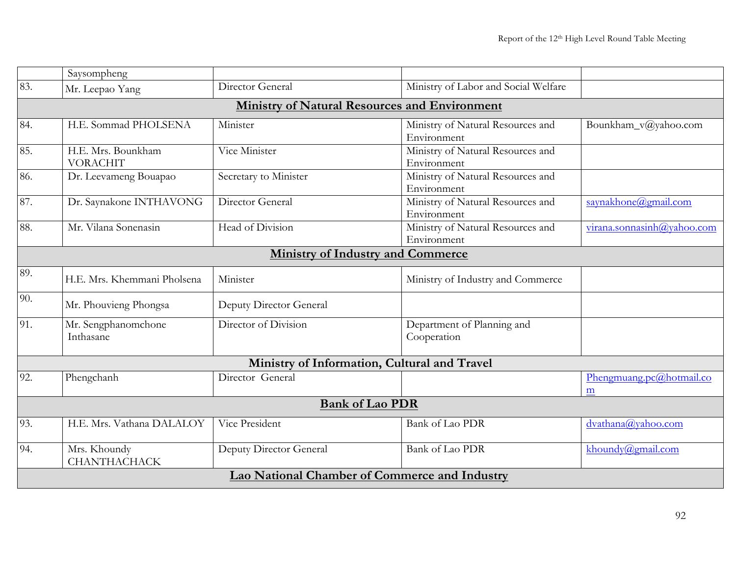| | | | | |
|---|---|---|---|---|
| | Saysompheng | | | |
| 83. | Mr. Leepao Yang | Director General | Ministry of Labor and Social Welfare | |
| **Ministry of Natural Resources and Environment** | | | | |
| 84. | H.E. Sommad PHOLSENA | Minister | Ministry of Natural Resources and Environment | Bounkham_v@yahoo.com |
| 85. | H.E. Mrs. Bounkham VORACHIT | Vice Minister | Ministry of Natural Resources and Environment | |
| 86. | Dr. Leevameng Bouapao | Secretary to Minister | Ministry of Natural Resources and Environment | |
| 87. | Dr. Saynakone INTHAVONG | Director General | Ministry of Natural Resources and Environment | saynakhone@gmail.com |
| 88. | Mr. Vilana Sonenasin | Head of Division | Ministry of Natural Resources and Environment | virana.sonnasinh@yahoo.com |
| **Ministry of Industry and Commerce** | | | | |
| 89. | H.E. Mrs. Khemmani Pholsena | Minister | Ministry of Industry and Commerce | |
| 90. | Mr. Phouvieng Phongsa | Deputy Director General | | |
| 91. | Mr. Sengphanomchone Inthasane | Director of Division | Department of Planning and Cooperation | |
| **Ministry of Information, Cultural and Travel** | | | | |
| 92. | Phengchanh | Director General | | Phengmuang.pc@hotmail.com |
| **Bank of Lao PDR** | | | | |
| 93. | H.E. Mrs. Vathana DALALOY | Vice President | Bank of Lao PDR | dvathana@yahoo.com |
| 94. | Mrs. Khoundy CHANTHACHACK | Deputy Director General | Bank of Lao PDR | khoundy@gmail.com |
| **Lao National Chamber of Commerce and Industry** | | | | |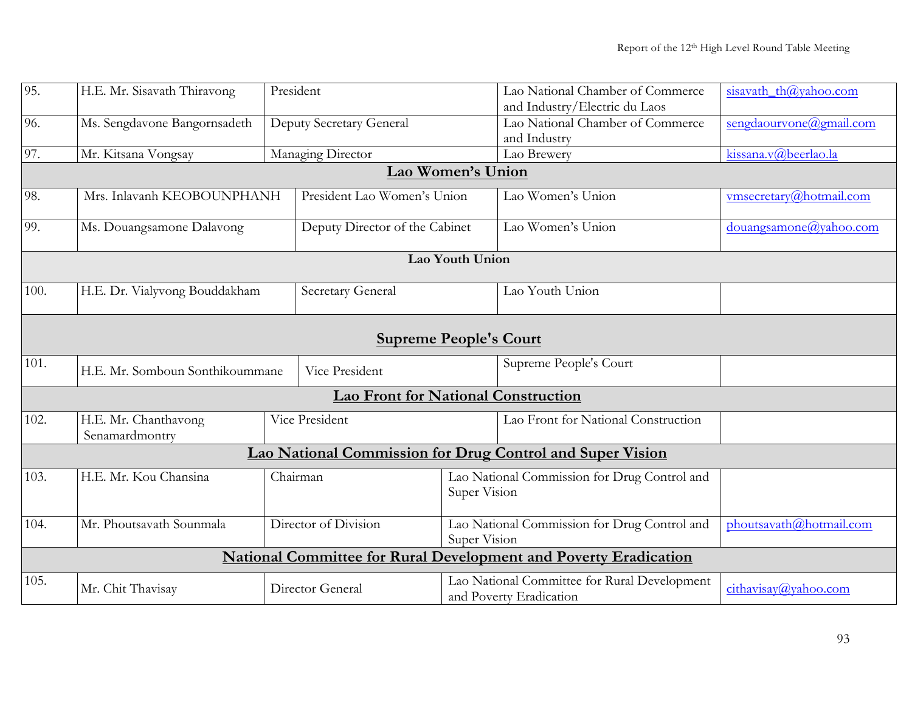| | | | | |
|---|---|---|---|---|
| 95. | H.E. Mr. Sisavath Thiravong | President | Lao National Chamber of Commerce and Industry/Electric du Laos | sisavath_th@yahoo.com |
| 96. | Ms. Sengdavone Bangornsadeth | Deputy Secretary General | Lao National Chamber of Commerce and Industry | sengdaourvone@gmail.com |
| 97. | Mr. Kitsana Vongsay | Managing Director | Lao Brewery | kissana.v@beerlao.la |
| | | **Lao Women's Union** | | |
| 98. | Mrs. Inlavanh KEOBOUNPHANH | President Lao Women's Union | Lao Women's Union | vmsecretary@hotmail.com |
| 99. | Ms. Douangsamone Dalavong | Deputy Director of the Cabinet | Lao Women's Union | douangsamone@yahoo.com |
| | | **Lao Youth Union** | | |
| 100. | H.E. Dr. Vialyvong Bouddakham | Secretary General | Lao Youth Union | |
| | | **Supreme People's Court** | | |
| 101. | H.E. Mr. Somboun Sonthikoummane | Vice President | Supreme People's Court | |
| | | **Lao Front for National Construction** | | |
| 102. | H.E. Mr. Chanthavong Senamardmontry | Vice President | Lao Front for National Construction | |
| | | **Lao National Commission for Drug Control and Super Vision** | | |
| 103. | H.E. Mr. Kou Chansina | Chairman | Lao National Commission for Drug Control and Super Vision | |
| 104. | Mr. Phoutsavath Sounmala | Director of Division | Lao National Commission for Drug Control and Super Vision | phoutsavath@hotmail.com |
| | | **National Committee for Rural Development and Poverty Eradication** | | |
| 105. | Mr. Chit Thavisay | Director General | Lao National Committee for Rural Development and Poverty Eradication | cithavisay@yahoo.com |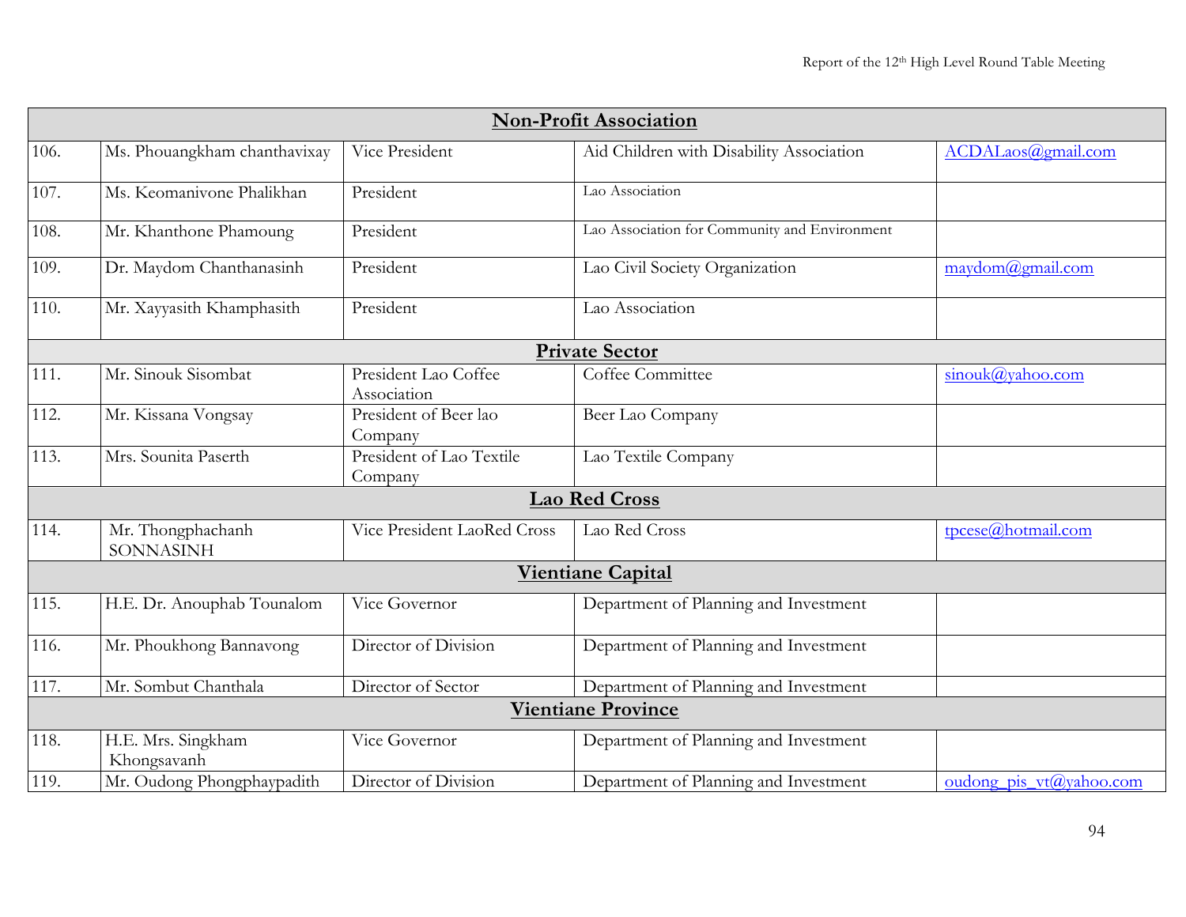| | | | | |
|---|---|---|---|---|
| **Non-Profit Association** | | | | |
| 106. | Ms. Phouangkham chanthavixay | Vice President | Aid Children with Disability Association | ACDALaos@gmail.com |
| 107. | Ms. Keomanivone Phalikhan | President | Lao Association | |
| 108. | Mr. Khanthone Phamoung | President | Lao Association for Community and Environment | |
| 109. | Dr. Maydom Chanthanasinh | President | Lao Civil Society Organization | maydom@gmail.com |
| 110. | Mr. Xayyasith Khamphasith | President | Lao Association | |
| **Private Sector** | | | | |
| 111. | Mr. Sinouk Sisombat | President Lao Coffee Association | Coffee Committee | sinouk@yahoo.com |
| 112. | Mr. Kissana Vongsay | President of Beer lao Company | Beer Lao Company | |
| 113. | Mrs. Sounita Paserth | President of Lao Textile Company | Lao Textile Company | |
| **Lao Red Cross** | | | | |
| 114. | Mr. Thongphachanh SONNASINH | Vice President LaoRed Cross | Lao Red Cross | tpcese@hotmail.com |
| **Vientiane Capital** | | | | |
| 115. | H.E. Dr. Anouphab Tounalom | Vice Governor | Department of Planning and Investment | |
| 116. | Mr. Phoukhong Bannavong | Director of Division | Department of Planning and Investment | |
| 117. | Mr. Sombut Chanthala | Director of Sector | Department of Planning and Investment | |
| **Vientiane Province** | | | | |
| 118. | H.E. Mrs. Singkham Khongsavanh | Vice Governor | Department of Planning and Investment | |
| 119. | Mr. Oudong Phongphaypadith | Director of Division | Department of Planning and Investment | oudong_pis_vt@yahoo.com |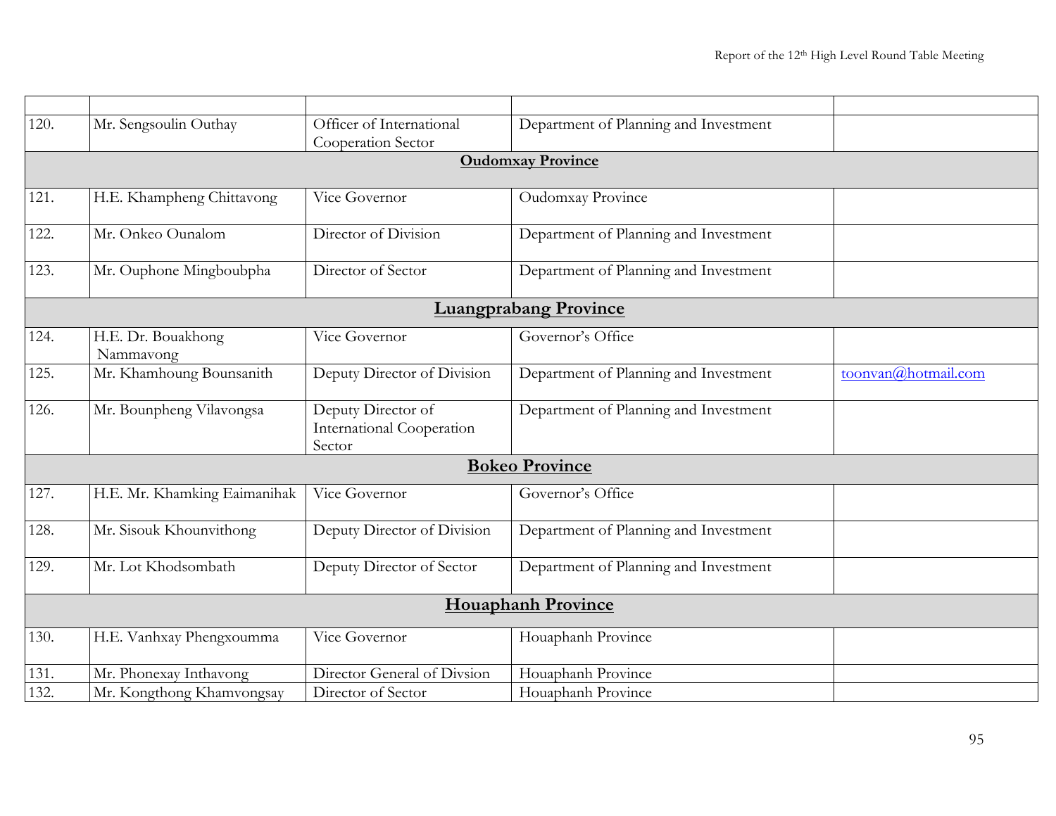| | | | | |
|---|---|---|---|---|
| 120. | Mr. Sengsoulin Outhay | Officer of International Cooperation Sector | Department of Planning and Investment | |
| **Oudomxay Province** | | | | |
| 121. | H.E. Khampheng Chittavong | Vice Governor | Oudomxay Province | |
| 122. | Mr. Onkeo Ounalom | Director of Division | Department of Planning and Investment | |
| 123. | Mr. Ouphone Mingboubpha | Director of Sector | Department of Planning and Investment | |
| **Luangprabang Province** | | | | |
| 124. | H.E. Dr. Bouakhong Nammavong | Vice Governor | Governor's Office | |
| 125. | Mr. Khamhoung Bounsanith | Deputy Director of Division | Department of Planning and Investment | toonvan@hotmail.com |
| 126. | Mr. Bounpheng Vilavongsa | Deputy Director of International Cooperation Sector | Department of Planning and Investment | |
| **Bokeo Province** | | | | |
| 127. | H.E. Mr. Khamking Eaimanihak | Vice Governor | Governor's Office | |
| 128. | Mr. Sisouk Khounvithong | Deputy Director of Division | Department of Planning and Investment | |
| 129. | Mr. Lot Khodsombath | Deputy Director of Sector | Department of Planning and Investment | |
| **Houaphanh Province** | | | | |
| 130. | H.E. Vanhxay Phengxoumma | Vice Governor | Houaphanh Province | |
| 131. | Mr. Phonexay Inthavong | Director General of Divsion | Houaphanh Province | |
| 132. | Mr. Kongthong Khamvongsay | Director of Sector | Houaphanh Province | |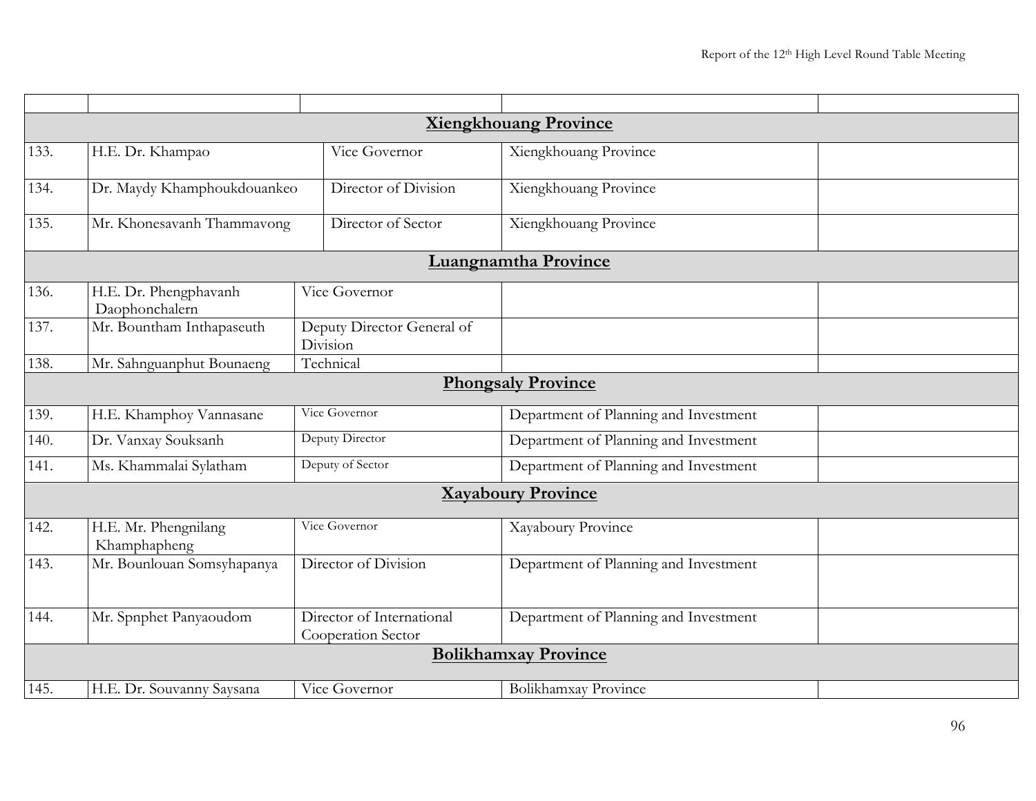| | | | | |
|---|---|---|---|---|
| | | **Xiengkhouang Province** | | |
| 133. | H.E. Dr. Khampao | Vice Governor | Xiengkhouang Province | |
| 134. | Dr. Maydy Khamphoukdouankeo | Director of Division | Xiengkhouang Province | |
| 135. | Mr. Khonesavanh Thammavong | Director of Sector | Xiengkhouang Province | |
| | | **Luangnamtha Province** | | |
| 136. | H.E. Dr. Phengphavanh Daophonchalern | Vice Governor | | |
| 137. | Mr. Bountham Inthapaseuth | Deputy Director General of Division | | |
| 138. | Mr. Sahnguanphut Bounaeng | Technical | | |
| | | **Phongsaly Province** | | |
| 139. | H.E. Khamphoy Vannasane | Vice Governor | Department of Planning and Investment | |
| 140. | Dr. Vanxay Souksanh | Deputy Director | Department of Planning and Investment | |
| 141. | Ms. Khammalai Sylatham | Deputy of Sector | Department of Planning and Investment | |
| | | **Xayaboury Province** | | |
| 142. | H.E. Mr. Phengnilang Khamphapheng | Vice Governor | Xayaboury Province | |
| 143. | Mr. Bounlouan Somsyhapanya | Director of Division | Department of Planning and Investment | |
| 144. | Mr. Spnphet Panyaoudom | Director of International Cooperation Sector | Department of Planning and Investment | |
| | | **Bolikhamxay Province** | | |
| 145. | H.E. Dr. Souvanny Saysana | Vice Governor | Bolikhamxay Province | |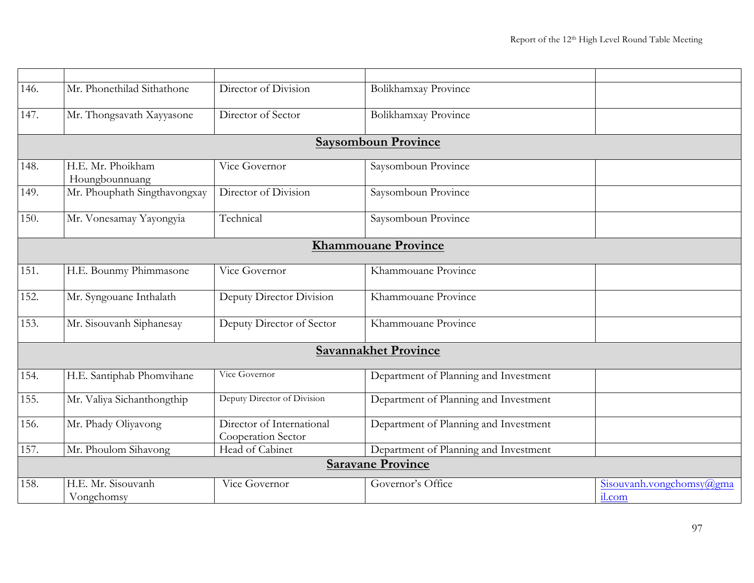| | | | | |
|---|---|---|---|---|
| 146. | Mr. Phonethilad Sithathone | Director of Division | Bolikhamxay Province | |
| 147. | Mr. Thongsavath Xayyasone | Director of Sector | Bolikhamxay Province | |
| **Saysomboun Province** | | | | |
| 148. | H.E. Mr. Phoikham Houngbounnuang | Vice Governor | Saysomboun Province | |
| 149. | Mr. Phouphath Singthavongxay | Director of Division | Saysomboun Province | |
| 150. | Mr. Vonesamay Yayongyia | Technical | Saysomboun Province | |
| **Khammouane Province** | | | | |
| 151. | H.E. Bounmy Phimmasone | Vice Governor | Khammouane Province | |
| 152. | Mr. Syngouane Inthalath | Deputy Director Division | Khammouane Province | |
| 153. | Mr. Sisouvanh Siphanesay | Deputy Director of Sector | Khammouane Province | |
| **Savannakhet Province** | | | | |
| 154. | H.E. Santiphab Phomvihane | Vice Governor | Department of Planning and Investment | |
| 155. | Mr. Valiya Sichanthongthip | Deputy Director of Division | Department of Planning and Investment | |
| 156. | Mr. Phady Oliyavong | Director of International Cooperation Sector | Department of Planning and Investment | |
| 157. | Mr. Phoulom Sihavong | Head of Cabinet | Department of Planning and Investment | |
| **Saravane Province** | | | | |
| 158. | H.E. Mr. Sisouvanh Vongchomsy | Vice Governor | Governor's Office | Sisouvanh.vongchomsy@gmail.com |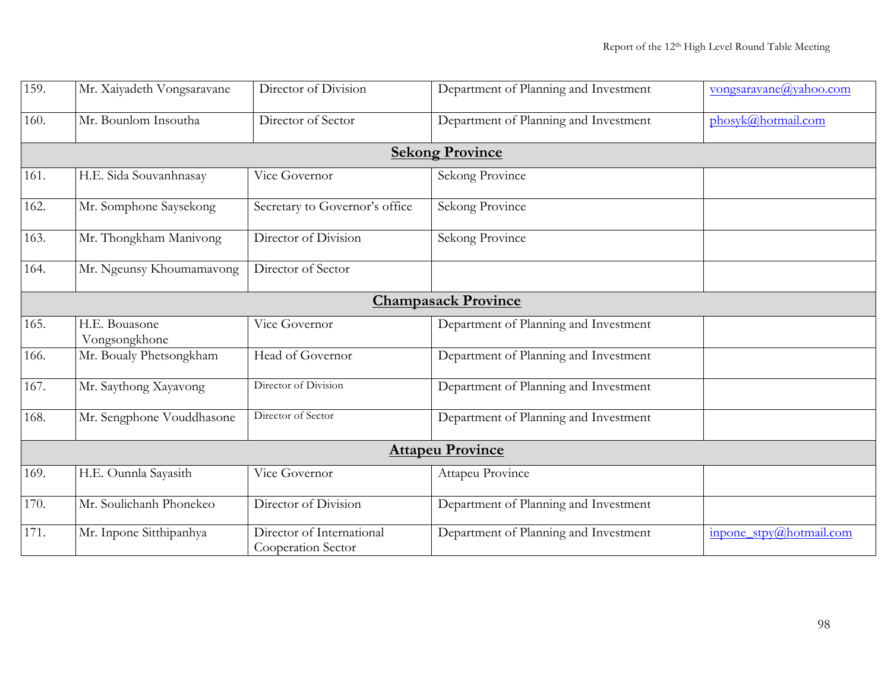| | | | | |
|---|---|---|---|---|
| 159. | Mr. Xaiyadeth Vongsaravane | Director of Division | Department of Planning and Investment | vongsaravane@yahoo.com |
| 160. | Mr. Bounlom Insoutha | Director of Sector | Department of Planning and Investment | phosyk@hotmail.com |
| | | **Sekong Province** | | |
| 161. | H.E. Sida Souvanhnasay | Vice Governor | Sekong Province | |
| 162. | Mr. Somphone Saysekong | Secretary to Governor's office | Sekong Province | |
| 163. | Mr. Thongkham Manivong | Director of Division | Sekong Province | |
| 164. | Mr. Ngeunsy Khoumamavong | Director of Sector | | |
| | | **Champasack Province** | | |
| 165. | H.E. Bouasone Vongsongkhone | Vice Governor | Department of Planning and Investment | |
| 166. | Mr. Boualy Phetsongkham | Head of Governor | Department of Planning and Investment | |
| 167. | Mr. Saythong Xayavong | Director of Division | Department of Planning and Investment | |
| 168. | Mr. Sengphone Vouddhasone | Director of Sector | Department of Planning and Investment | |
| | | **Attapeu Province** | | |
| 169. | H.E. Ounnla Sayasith | Vice Governor | Attapeu Province | |
| 170. | Mr. Soulichanh Phonekeo | Director of Division | Department of Planning and Investment | |
| 171. | Mr. Inpone Sitthipanhya | Director of International Cooperation Sector | Department of Planning and Investment | inpone_stpy@hotmail.com |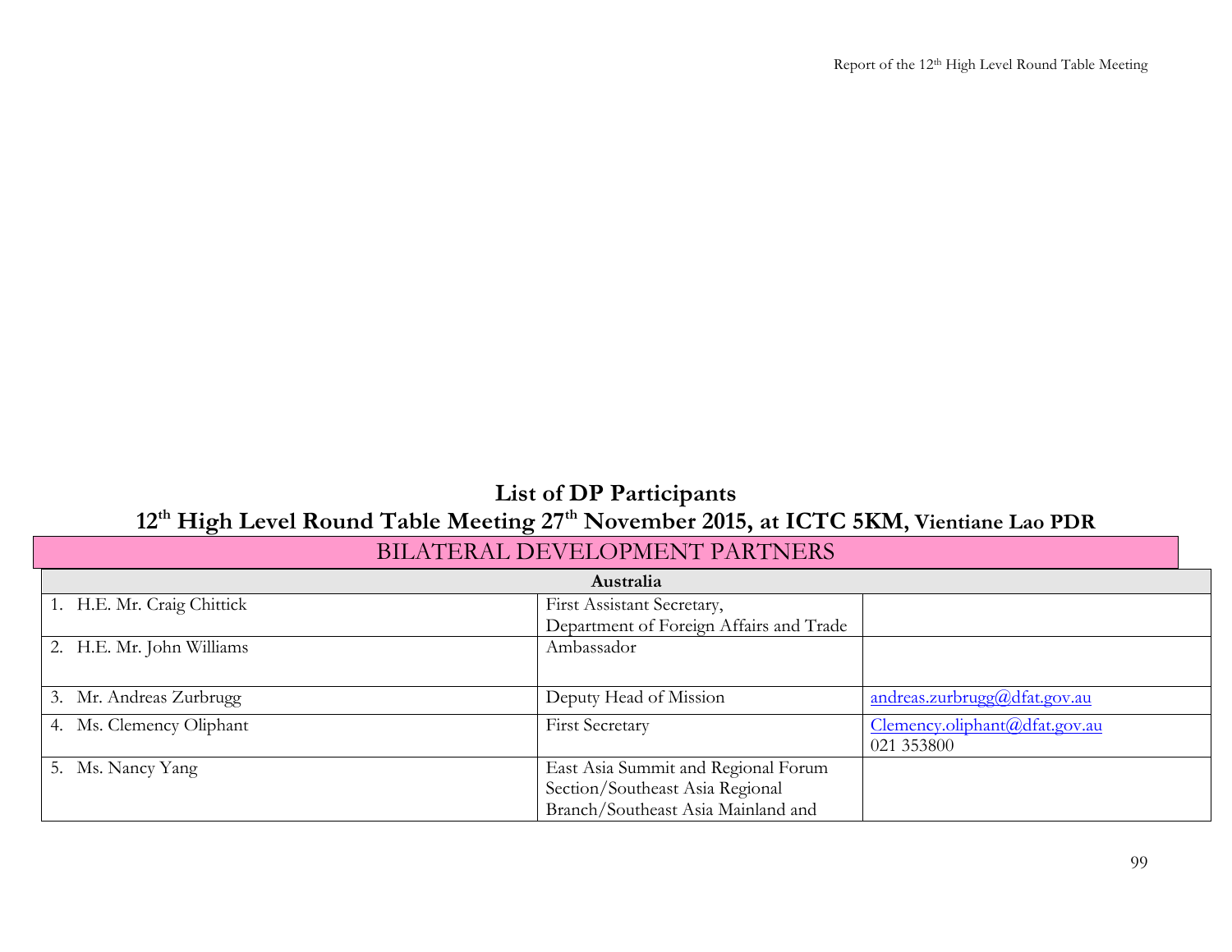## List of DP Participants

## 12th High Level Round Table Meeting 27th November 2015, at ICTC 5KM, Vientiane Lao PDR

### BILATERAL DEVELOPMENT PARTNERS

| Australia | | |
|---|---|---|
| 1. H.E. Mr. Craig Chittick | First Assistant Secretary, Department of Foreign Affairs and Trade | |
| 2. H.E. Mr. John Williams | Ambassador | |
| 3. Mr. Andreas Zurbrugg | Deputy Head of Mission | andreas.zurbrugg@dfat.gov.au |
| 4. Ms. Clemency Oliphant | First Secretary | Clemency.oliphant@dfat.gov.au 021 353800 |
| 5. Ms. Nancy Yang | East Asia Summit and Regional Forum Section/Southeast Asia Regional Branch/Southeast Asia Mainland and | |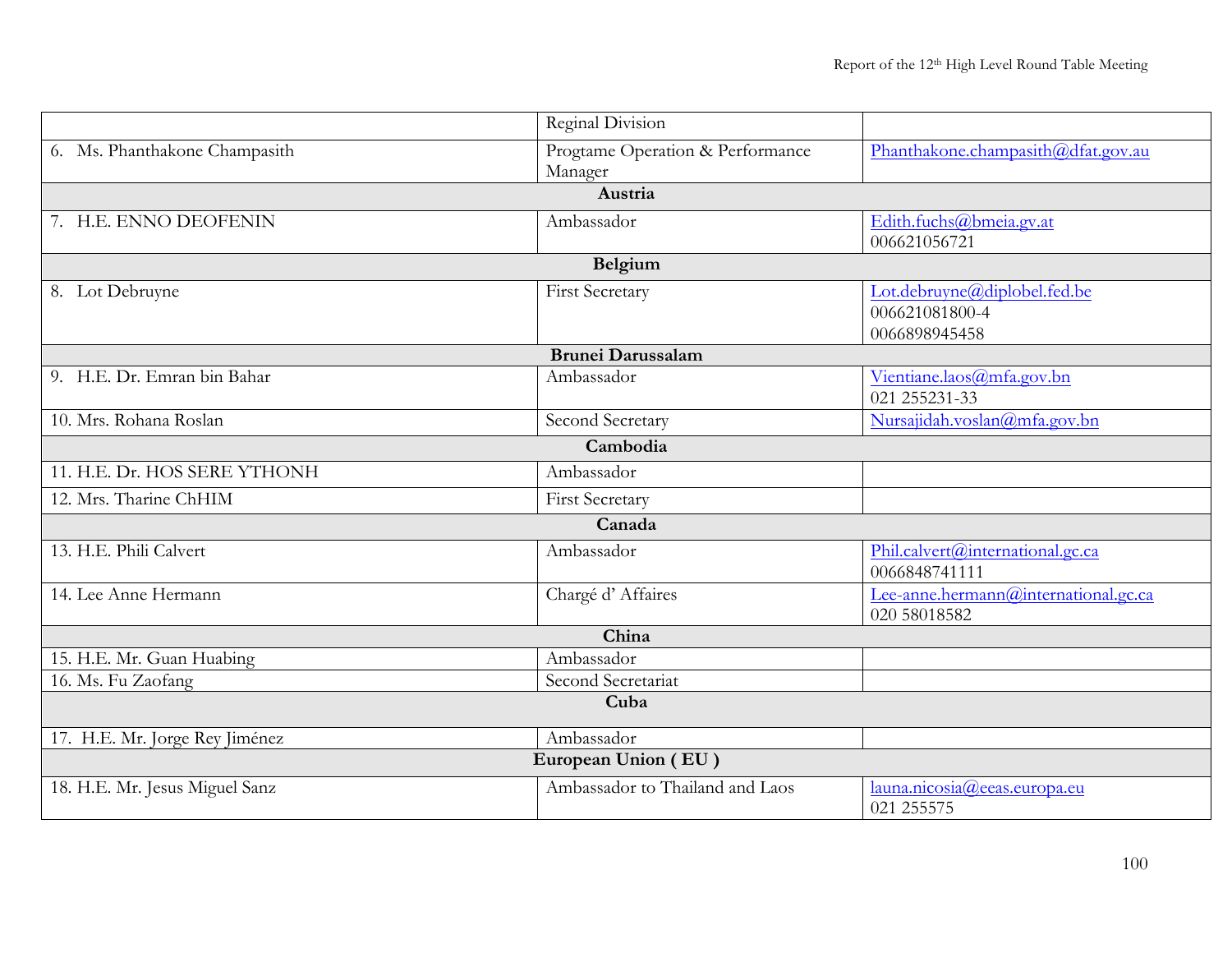| | | |
|---|---|---|
| | Reginal Division | |
| 6. Ms. Phanthakone Champasith | Progtame Operation & Performance Manager | Phanthakone.champasith@dfat.gov.au |
| **Austria** | | |
| 7. H.E. ENNO DEOFENIN | Ambassador | Edith.fuchs@bmeia.gv.at 006621056721 |
| **Belgium** | | |
| 8. Lot Debruyne | First Secretary | Lot.debruyne@diplobel.fed.be 006621081800-4 0066898945458 |
| **Brunei Darussalam** | | |
| 9. H.E. Dr. Emran bin Bahar | Ambassador | Vientiane.laos@mfa.gov.bn 021 255231-33 |
| 10. Mrs. Rohana Roslan | Second Secretary | Nursajidah.voslan@mfa.gov.bn |
| **Cambodia** | | |
| 11. H.E. Dr. HOS SERE YTHONH | Ambassador | |
| 12. Mrs. Tharine ChHIM | First Secretary | |
| **Canada** | | |
| 13. H.E. Phili Calvert | Ambassador | Phil.calvert@international.gc.ca 0066848741111 |
| 14. Lee Anne Hermann | Chargé d' Affaires | Lee-anne.hermann@international.gc.ca 020 58018582 |
| **China** | | |
| 15. H.E. Mr. Guan Huabing | Ambassador | |
| 16. Ms. Fu Zaofang | Second Secretariat | |
| **Cuba** | | |
| 17. H.E. Mr. Jorge Rey Jiménez | Ambassador | |
| **European Union ( EU )** | | |
| 18. H.E. Mr. Jesus Miguel Sanz | Ambassador to Thailand and Laos | launa.nicosia@eeas.europa.eu 021 255575 |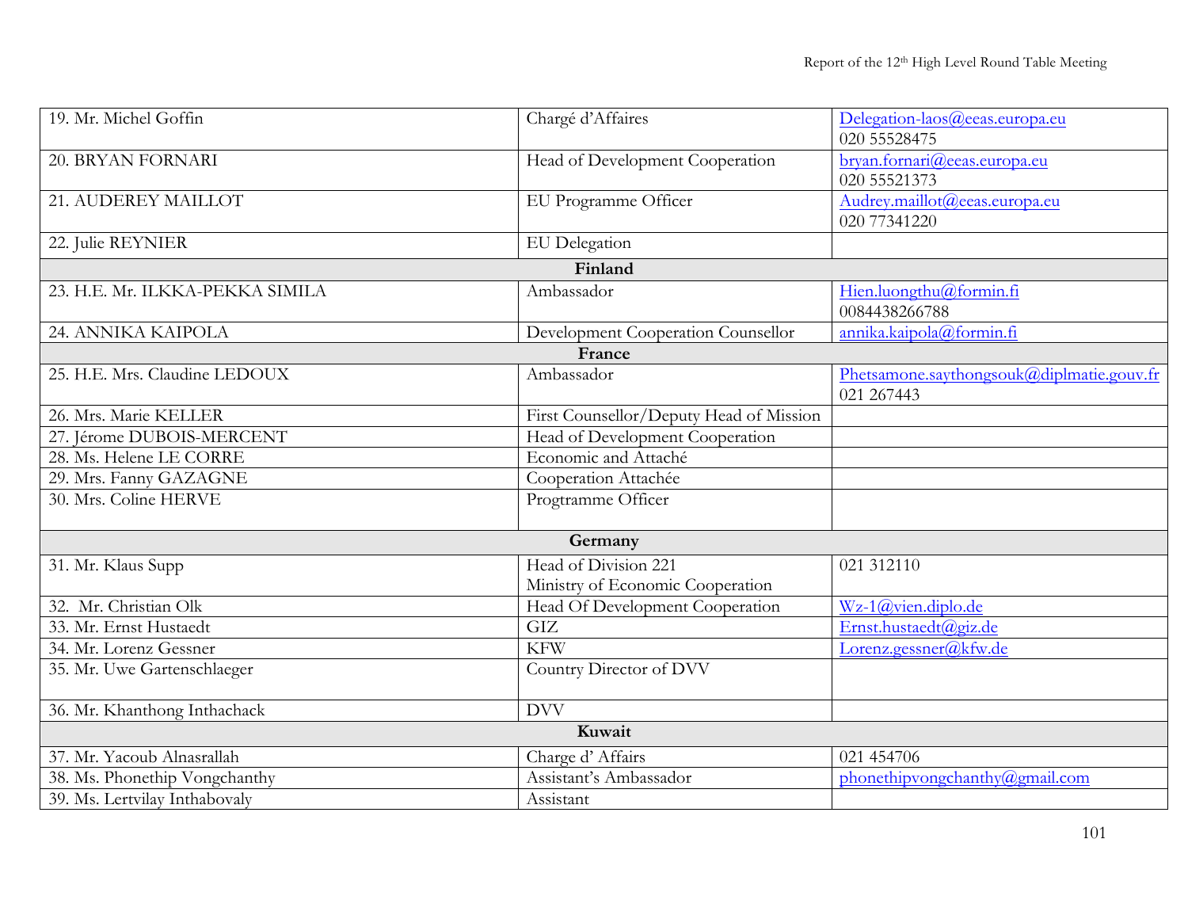| | | |
|---|---|---|
| 19. Mr. Michel Goffin | Chargé d'Affaires | Delegation-laos@eeas.europa.eu<br>020 55528475 |
| 20. BRYAN FORNARI | Head of Development Cooperation | bryan.fornari@eeas.europa.eu<br>020 55521373 |
| 21. AUDEREY MAILLOT | EU Programme Officer | Audrey.maillot@eeas.europa.eu<br>020 77341220 |
| 22. Julie REYNIER | EU Delegation | |
| **Finland** | | |
| 23. H.E. Mr. ILKKA-PEKKA SIMILA | Ambassador | Hien.luongthu@formin.fi<br>0084438266788 |
| 24. ANNIKA KAIPOLA | Development Cooperation Counsellor | annika.kaipola@formin.fi |
| **France** | | |
| 25. H.E. Mrs. Claudine LEDOUX | Ambassador | Phetsamone.saythongsouk@diplmatie.gouv.fr<br>021 267443 |
| 26. Mrs. Marie KELLER | First Counsellor/Deputy Head of Mission | |
| 27. Jérome DUBOIS-MERCENT | Head of Development Cooperation | |
| 28. Ms. Helene LE CORRE | Economic and Attaché | |
| 29. Mrs. Fanny GAZAGNE | Cooperation Attachée | |
| 30. Mrs. Coline HERVE | Progtramme Officer | |
| **Germany** | | |
| 31. Mr. Klaus Supp | Head of Division 221<br>Ministry of Economic Cooperation | 021 312110 |
| 32. Mr. Christian Olk | Head Of Development Cooperation | Wz-1@vien.diplo.de |
| 33. Mr. Ernst Hustaedt | GIZ | Ernst.hustaedt@giz.de |
| 34. Mr. Lorenz Gessner | KFW | Lorenz.gessner@kfw.de |
| 35. Mr. Uwe Gartenschlaeger | Country Director of DVV | |
| 36. Mr. Khanthong Inthachack | DVV | |
| **Kuwait** | | |
| 37. Mr. Yacoub Alnasrallah | Charge d' Affairs | 021 454706 |
| 38. Ms. Phonethip Vongchanthy | Assistant's Ambassador | phonethipvongchanthy@gmail.com |
| 39. Ms. Lertvilay Inthabovaly | Assistant | |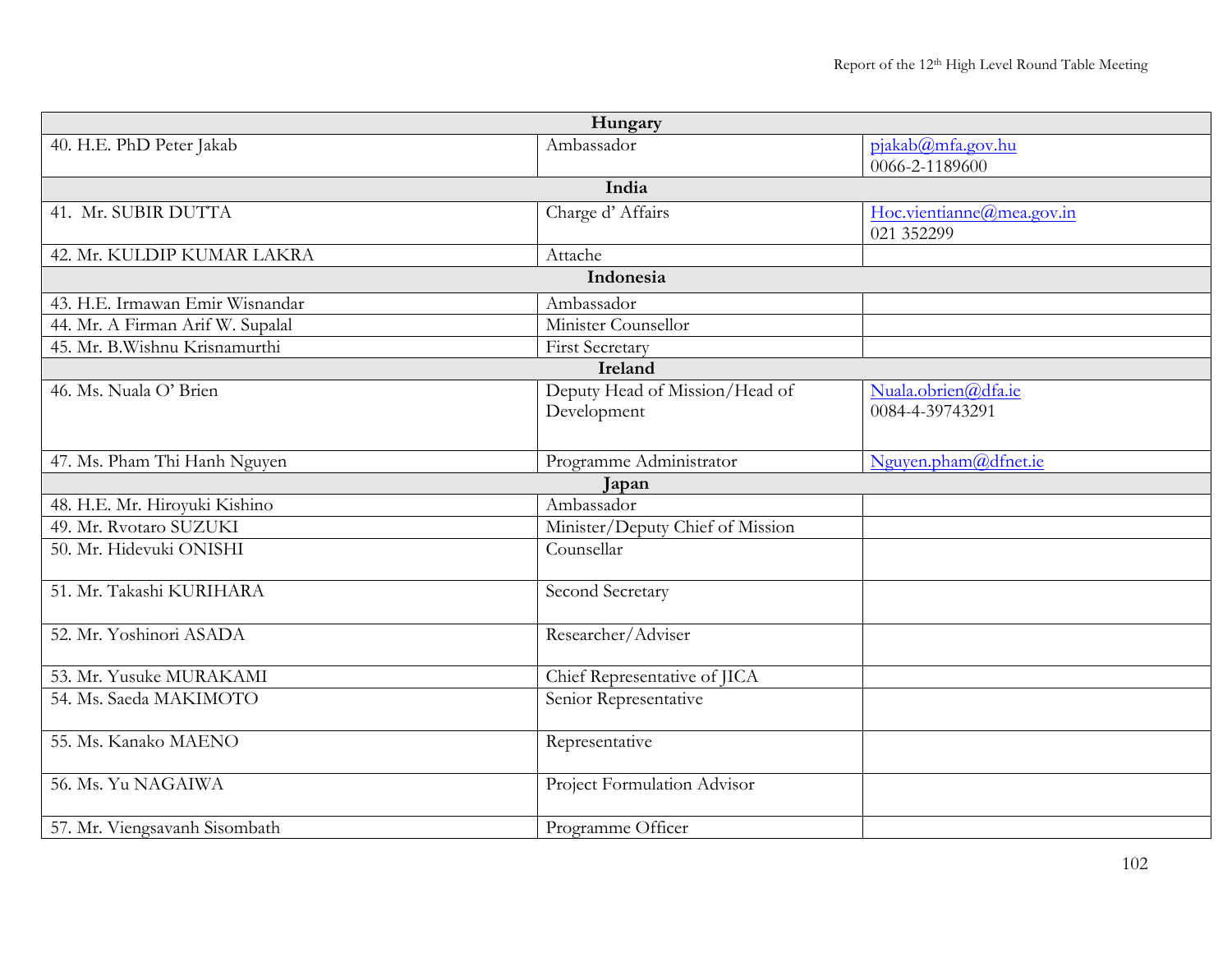| | | |
|---|---|---|
| **Hungary** | | |
| 40. H.E. PhD Peter Jakab | Ambassador | pjakab@mfa.gov.hu<br>0066-2-1189600 |
| **India** | | |
| 41. Mr. SUBIR DUTTA | Charge d' Affairs | Hoc.vientianne@mea.gov.in<br>021 352299 |
| 42. Mr. KULDIP KUMAR LAKRA | Attache | |
| **Indonesia** | | |
| 43. H.E. Irmawan Emir Wisnandar | Ambassador | |
| 44. Mr. A Firman Arif W. Supalal | Minister Counsellor | |
| 45. Mr. B.Wishnu Krisnamurthi | First Secretary | |
| **Ireland** | | |
| 46. Ms. Nuala O' Brien | Deputy Head of Mission/Head of Development | Nuala.obrien@dfa.ie<br>0084-4-39743291 |
| 47. Ms. Pham Thi Hanh Nguyen | Programme Administrator | Nguyen.pham@dfnet.ie |
| **Japan** | | |
| 48. H.E. Mr. Hiroyuki Kishino | Ambassador | |
| 49. Mr. Rvotaro SUZUKI | Minister/Deputy Chief of Mission | |
| 50. Mr. Hidevuki ONISHI | Counsellar | |
| 51. Mr. Takashi KURIHARA | Second Secretary | |
| 52. Mr. Yoshinori ASADA | Researcher/Adviser | |
| 53. Mr. Yusuke MURAKAMI | Chief Representative of JICA | |
| 54. Ms. Saeda MAKIMOTO | Senior Representative | |
| 55. Ms. Kanako MAENO | Representative | |
| 56. Ms. Yu NAGAIWA | Project Formulation Advisor | |
| 57. Mr. Viengsavanh Sisombath | Programme Officer | |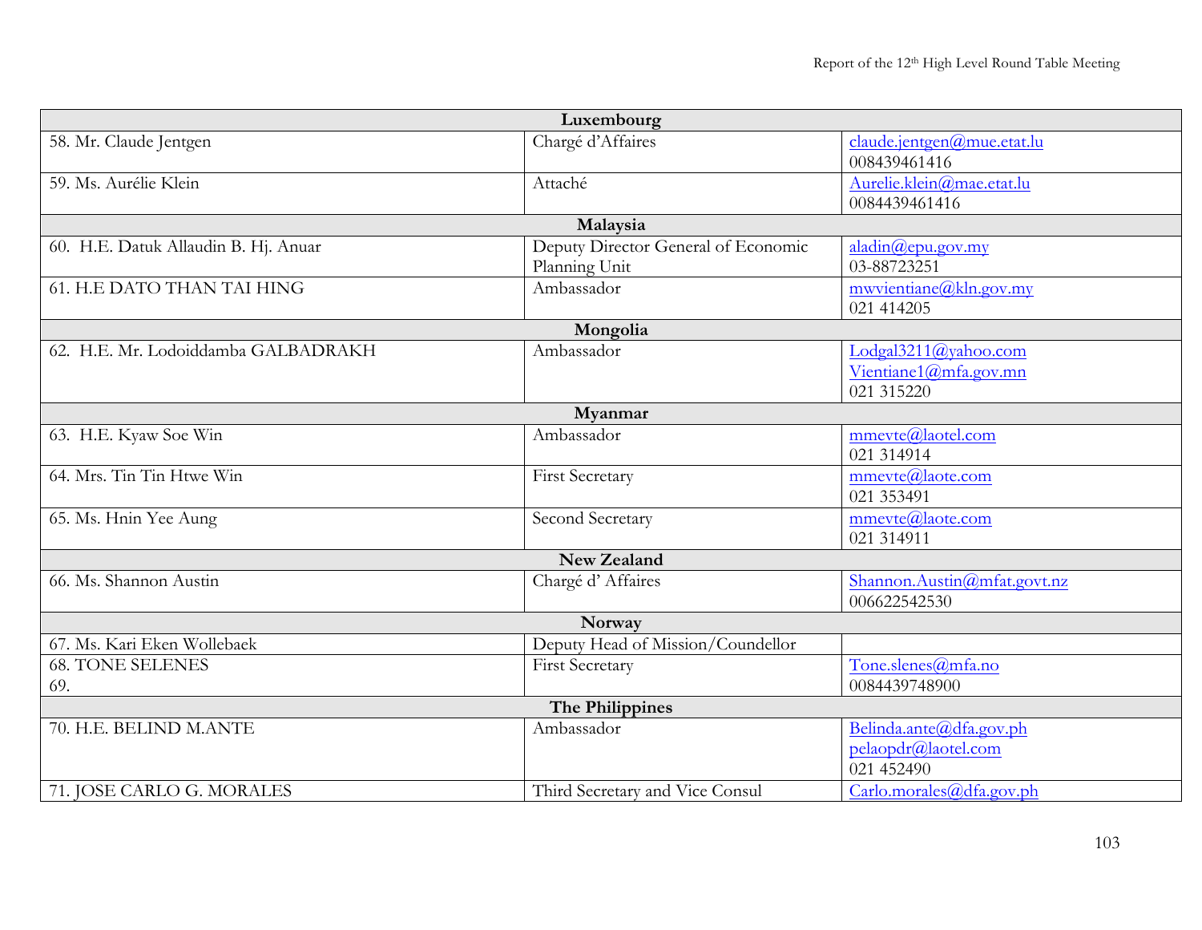| | | |
|---|---|---|
| **Luxembourg** | | |
| 58. Mr. Claude Jentgen | Chargé d'Affaires | claude.jentgen@mue.etat.lu<br>008439461416 |
| 59. Ms. Aurélie Klein | Attaché | Aurelie.klein@mae.etat.lu<br>0084439461416 |
| **Malaysia** | | |
| 60. H.E. Datuk Allaudin B. Hj. Anuar | Deputy Director General of Economic Planning Unit | aladin@epu.gov.my<br>03-88723251 |
| 61. H.E DATO THAN TAI HING | Ambassador | mwvientiane@kln.gov.my<br>021 414205 |
| **Mongolia** | | |
| 62. H.E. Mr. Lodoiddamba GALBADRAKH | Ambassador | Lodgal3211@yahoo.com<br>Vientiane1@mfa.gov.mn<br>021 315220 |
| **Myanmar** | | |
| 63. H.E. Kyaw Soe Win | Ambassador | mmevte@laotel.com<br>021 314914 |
| 64. Mrs. Tin Tin Htwe Win | First Secretary | mmevte@laote.com<br>021 353491 |
| 65. Ms. Hnin Yee Aung | Second Secretary | mmevte@laote.com<br>021 314911 |
| **New Zealand** | | |
| 66. Ms. Shannon Austin | Chargé d' Affaires | Shannon.Austin@mfat.govt.nz<br>006622542530 |
| **Norway** | | |
| 67. Ms. Kari Eken Wollebaek | Deputy Head of Mission/Coundellor | |
| 68. TONE SELENES<br>69. | First Secretary | Tone.slenes@mfa.no<br>0084439748900 |
| **The Philippines** | | |
| 70. H.E. BELIND M.ANTE | Ambassador | Belinda.ante@dfa.gov.ph<br>pelaopdr@laotel.com<br>021 452490 |
| 71. JOSE CARLO G. MORALES | Third Secretary and Vice Consul | Carlo.morales@dfa.gov.ph |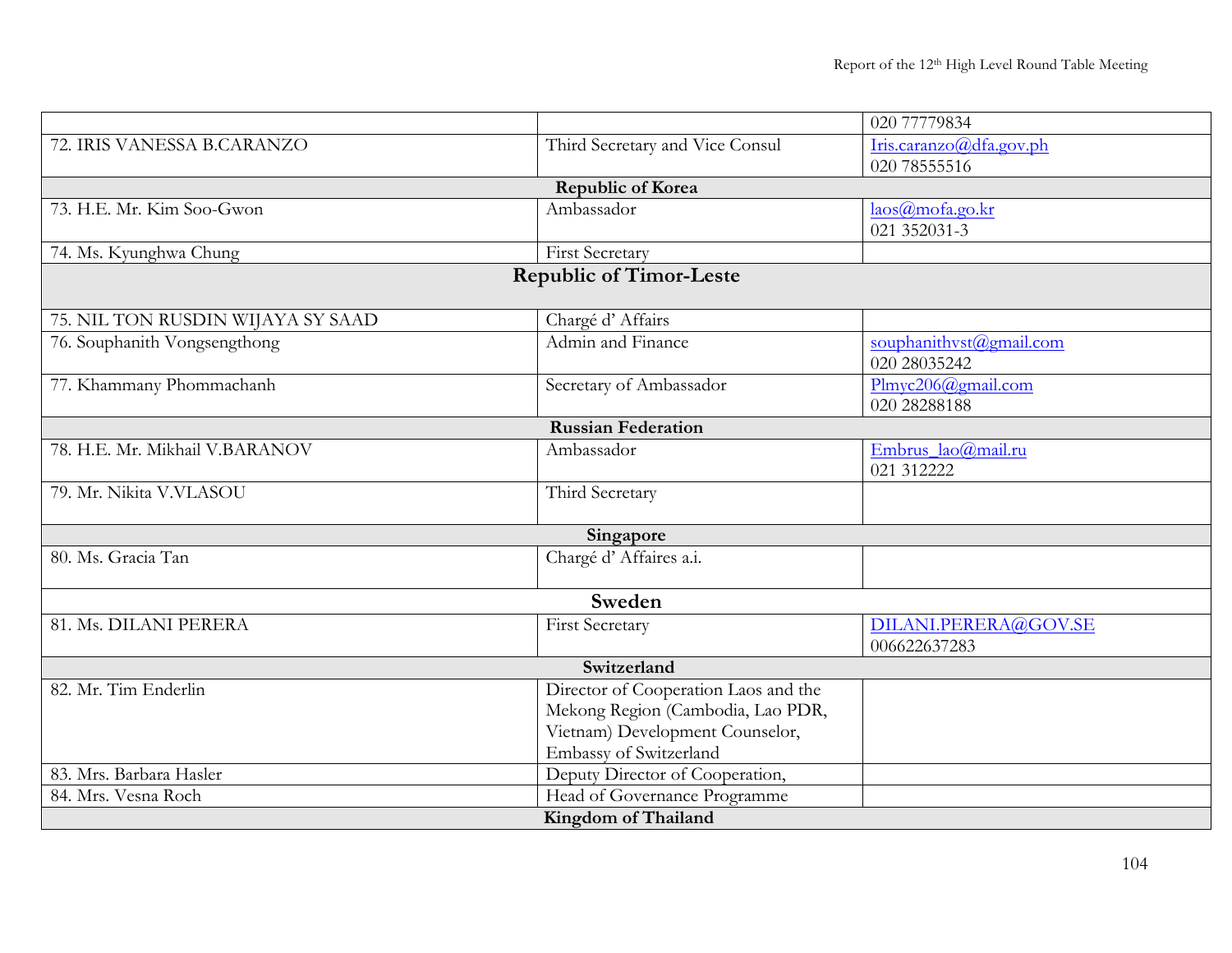| | | |
|---|---|---|
| | | 020 77779834 |
| 72. IRIS VANESSA B.CARANZO | Third Secretary and Vice Consul | Iris.caranzo@dfa.gov.ph 020 78555516 |
| **Republic of Korea** | | |
| 73. H.E. Mr. Kim Soo-Gwon | Ambassador | laos@mofa.go.kr 021 352031-3 |
| 74. Ms. Kyunghwa Chung | First Secretary | |
| **Republic of Timor-Leste** | | |
| 75. NIL TON RUSDIN WIJAYA SY SAAD | Chargé d' Affairs | |
| 76. Souphanith Vongsengthong | Admin and Finance | souphanithvst@gmail.com 020 28035242 |
| 77. Khammany Phommachanh | Secretary of Ambassador | Plmyc206@gmail.com 020 28288188 |
| **Russian Federation** | | |
| 78. H.E. Mr. Mikhail V.BARANOV | Ambassador | Embrus_lao@mail.ru 021 312222 |
| 79. Mr. Nikita V.VLASOU | Third Secretary | |
| **Singapore** | | |
| 80. Ms. Gracia Tan | Chargé d' Affaires a.i. | |
| **Sweden** | | |
| 81. Ms. DILANI PERERA | First Secretary | DILANI.PERERA@GOV.SE 006622637283 |
| **Switzerland** | | |
| 82. Mr. Tim Enderlin | Director of Cooperation Laos and the Mekong Region (Cambodia, Lao PDR, Vietnam) Development Counselor, Embassy of Switzerland | |
| 83. Mrs. Barbara Hasler | Deputy Director of Cooperation, | |
| 84. Mrs. Vesna Roch | Head of Governance Programme | |
| **Kingdom of Thailand** | | |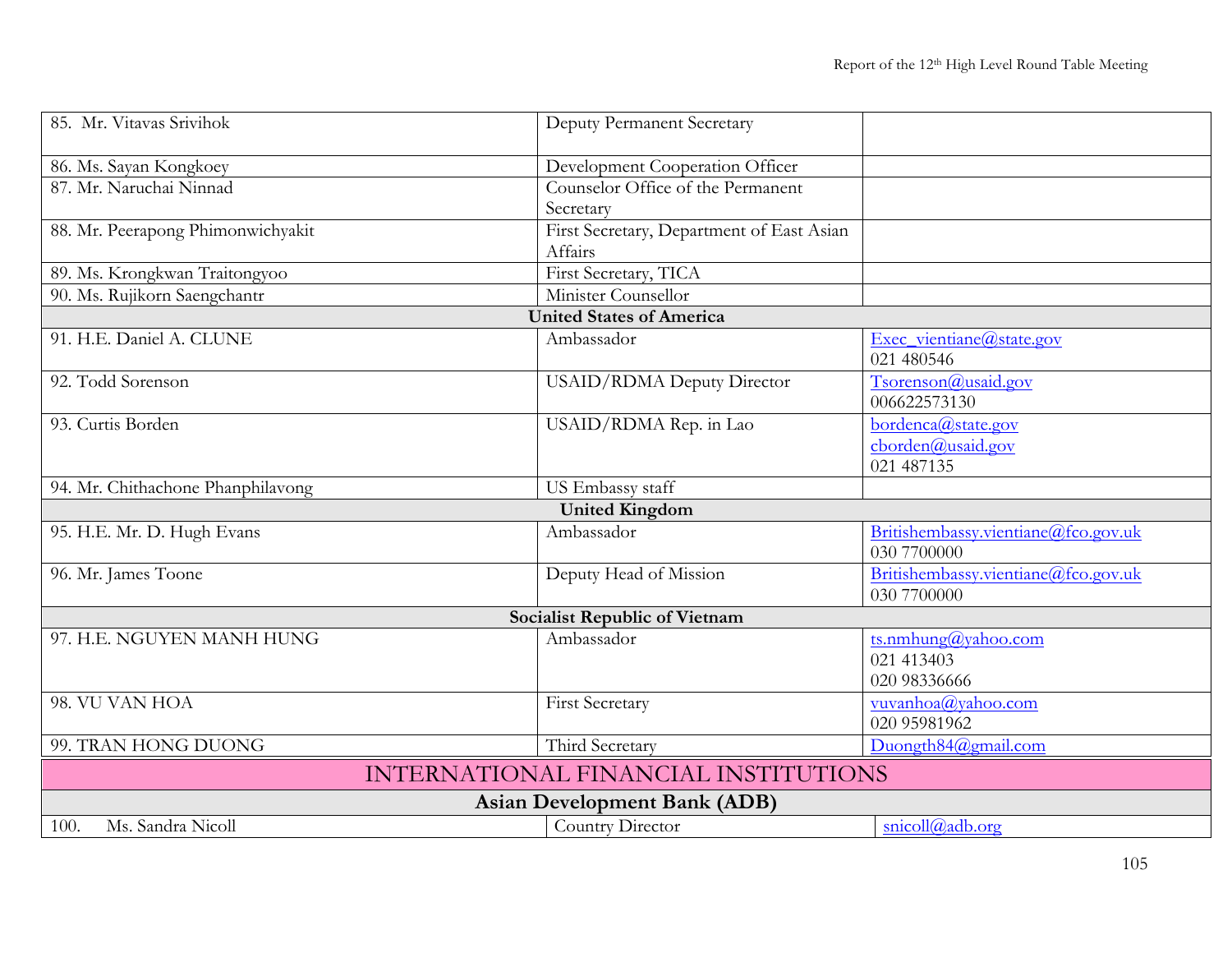| | | |
|---|---|---|
| 85. Mr. Vitavas Srivihok | Deputy Permanent Secretary | |
| 86. Ms. Sayan Kongkoey | Development Cooperation Officer | |
| 87. Mr. Naruchai Ninnad | Counselor Office of the Permanent Secretary | |
| 88. Mr. Peerapong Phimonwichyakit | First Secretary, Department of East Asian Affairs | |
| 89. Ms. Krongkwan Traitongyoo | First Secretary, TICA | |
| 90. Ms. Rujikorn Saengchantr | Minister Counsellor | |
| **United States of America** | | |
| 91. H.E. Daniel A. CLUNE | Ambassador | Exec_vientiane@state.gov<br>021 480546 |
| 92. Todd Sorenson | USAID/RDMA Deputy Director | Tsorenson@usaid.gov<br>006622573130 |
| 93. Curtis Borden | USAID/RDMA Rep. in Lao | bordenca@state.gov<br>cborden@usaid.gov<br>021 487135 |
| 94. Mr. Chithachone Phanphilavong | US Embassy staff | |
| **United Kingdom** | | |
| 95. H.E. Mr. D. Hugh Evans | Ambassador | Britishembassy.vientiane@fco.gov.uk<br>030 7700000 |
| 96. Mr. James Toone | Deputy Head of Mission | Britishembassy.vientiane@fco.gov.uk<br>030 7700000 |
| **Socialist Republic of Vietnam** | | |
| 97. H.E. NGUYEN MANH HUNG | Ambassador | ts.nmhung@yahoo.com<br>021 413403<br>020 98336666 |
| 98. VU VAN HOA | First Secretary | vuvanhoa@yahoo.com<br>020 95981962 |
| 99. TRAN HONG DUONG | Third Secretary | Duongth84@gmail.com |

## INTERNATIONAL FINANCIAL INSTITUTIONS

| | | |
|---|---|---|
| **Asian Development Bank (ADB)** | | |
| 100. Ms. Sandra Nicoll | Country Director | snicoll@adb.org |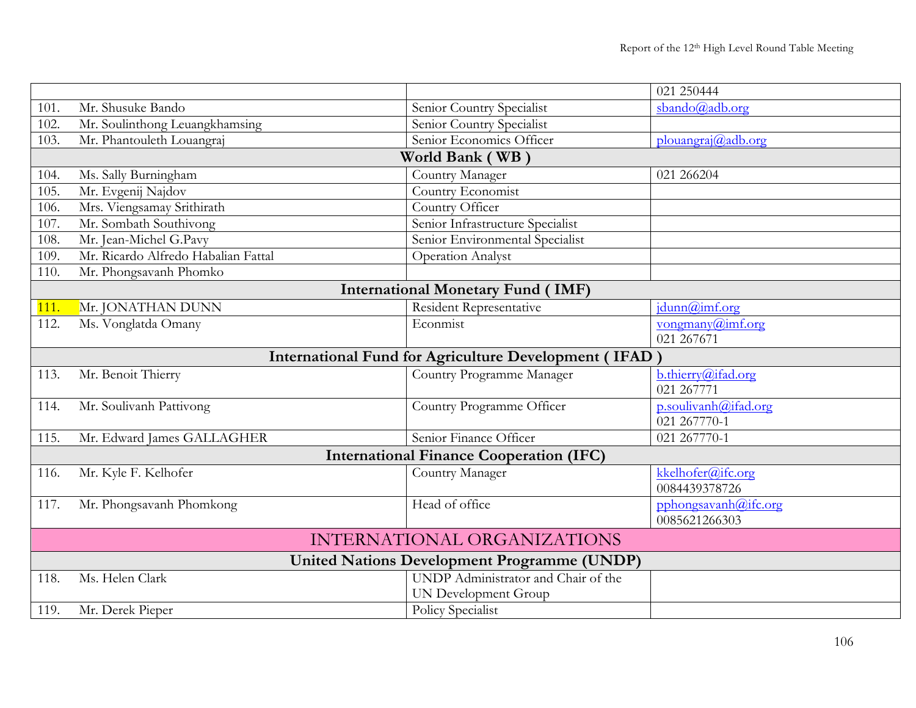| | | |
|---|---|---|
| | | 021 250444 |
| 101. Mr. Shusuke Bando | Senior Country Specialist | sbando@adb.org |
| 102. Mr. Soulinthong Leuangkhamsing | Senior Country Specialist | |
| 103. Mr. Phantouleth Louangraj | Senior Economics Officer | plouangraj@adb.org |
| **World Bank ( WB )** | | |
| 104. Ms. Sally Burningham | Country Manager | 021 266204 |
| 105. Mr. Evgenij Najdov | Country Economist | |
| 106. Mrs. Viengsamay Srithirath | Country Officer | |
| 107. Mr. Sombath Southivong | Senior Infrastructure Specialist | |
| 108. Mr. Jean-Michel G.Pavy | Senior Environmental Specialist | |
| 109. Mr. Ricardo Alfredo Habalian Fattal | Operation Analyst | |
| 110. Mr. Phongsavanh Phomko | | |
| **International Monetary Fund ( IMF)** | | |
| 111. Mr. JONATHAN DUNN | Resident Representative | jdunn@imf.org |
| 112. Ms. Vonglatda Omany | Econmist | vongmany@imf.org 021 267671 |
| **International Fund for Agriculture Development ( IFAD )** | | |
| 113. Mr. Benoit Thierry | Country Programme Manager | b.thierry@ifad.org 021 267771 |
| 114. Mr. Soulivanh Pattivong | Country Programme Officer | p.soulivanh@ifad.org 021 267770-1 |
| 115. Mr. Edward James GALLAGHER | Senior Finance Officer | 021 267770-1 |
| **International Finance Cooperation (IFC)** | | |
| 116. Mr. Kyle F. Kelhofer | Country Manager | kkelhofer@ifc.org 0084439378726 |
| 117. Mr. Phongsavanh Phomkong | Head of office | pphongsavanh@ifc.org 0085621266303 |
| **INTERNATIONAL ORGANIZATIONS** | | |
| **United Nations Development Programme (UNDP)** | | |
| 118. Ms. Helen Clark | UNDP Administrator and Chair of the UN Development Group | |
| 119. Mr. Derek Pieper | Policy Specialist | |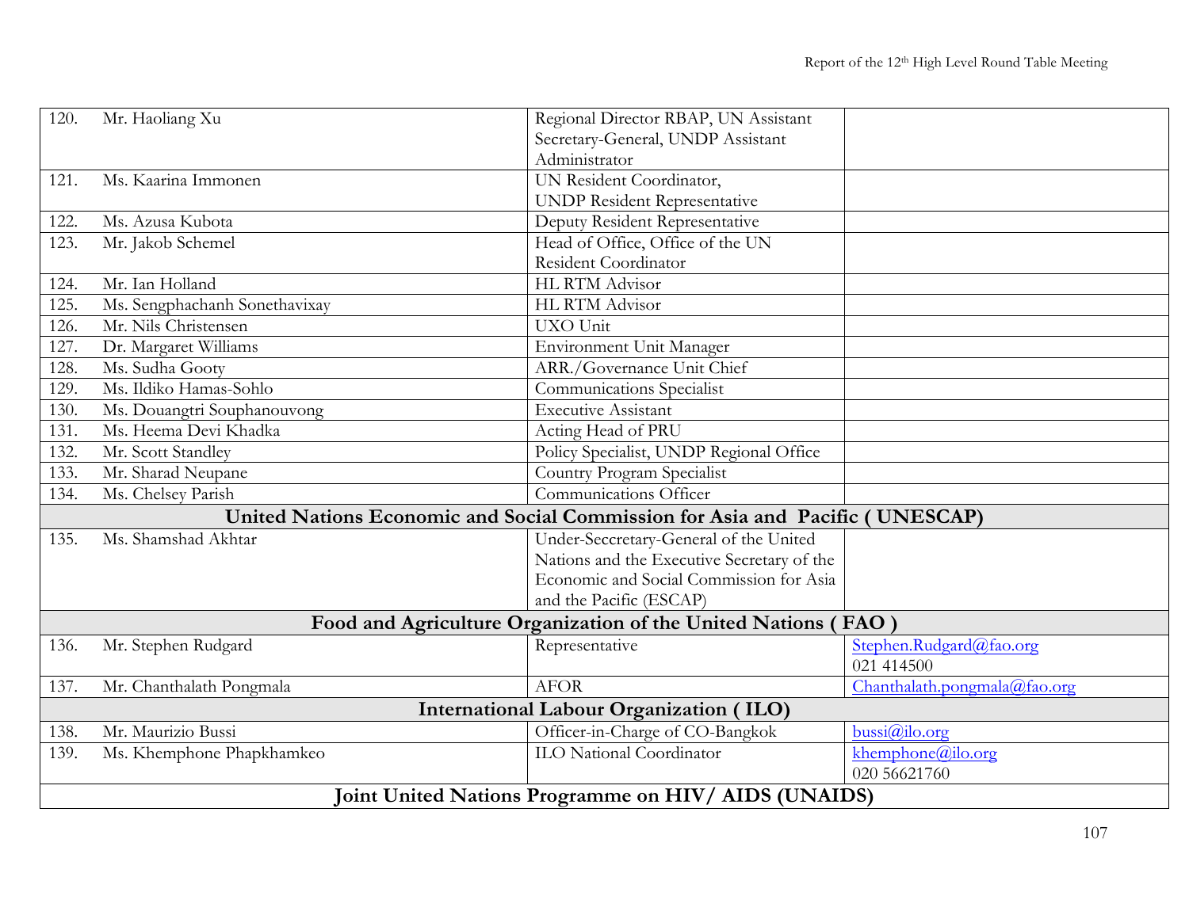| | | | |
|---|---|---|---|
| 120. | Mr. Haoliang Xu | Regional Director RBAP, UN Assistant Secretary-General, UNDP Assistant Administrator | |
| 121. | Ms. Kaarina Immonen | UN Resident Coordinator, UNDP Resident Representative | |
| 122. | Ms. Azusa Kubota | Deputy Resident Representative | |
| 123. | Mr. Jakob Schemel | Head of Office, Office of the UN Resident Coordinator | |
| 124. | Mr. Ian Holland | HL RTM Advisor | |
| 125. | Ms. Sengphachanh Sonethavixay | HL RTM Advisor | |
| 126. | Mr. Nils Christensen | UXO Unit | |
| 127. | Dr. Margaret Williams | Environment Unit Manager | |
| 128. | Ms. Sudha Gooty | ARR./Governance Unit Chief | |
| 129. | Ms. Ildiko Hamas-Sohlo | Communications Specialist | |
| 130. | Ms. Douangtri Souphanouvong | Executive Assistant | |
| 131. | Ms. Heema Devi Khadka | Acting Head of PRU | |
| 132. | Mr. Scott Standley | Policy Specialist, UNDP Regional Office | |
| 133. | Mr. Sharad Neupane | Country Program Specialist | |
| 134. | Ms. Chelsey Parish | Communications Officer | |
| **United Nations Economic and Social Commission for Asia and Pacific ( UNESCAP)** | | | |
| 135. | Ms. Shamshad Akhtar | Under-Seccretary-General of the United Nations and the Executive Secretary of the Economic and Social Commission for Asia and the Pacific (ESCAP) | |
| **Food and Agriculture Organization of the United Nations ( FAO )** | | | |
| 136. | Mr. Stephen Rudgard | Representative | Stephen.Rudgard@fao.org 021 414500 |
| 137. | Mr. Chanthalath Pongmala | AFOR | Chanthalath.pongmala@fao.org |
| **International Labour Organization ( ILO)** | | | |
| 138. | Mr. Maurizio Bussi | Officer-in-Charge of CO-Bangkok | bussi@ilo.org |
| 139. | Ms. Khemphone Phapkhamkeo | ILO National Coordinator | khemphone@ilo.org 020 56621760 |
| **Joint United Nations Programme on HIV/ AIDS (UNAIDS)** | | | |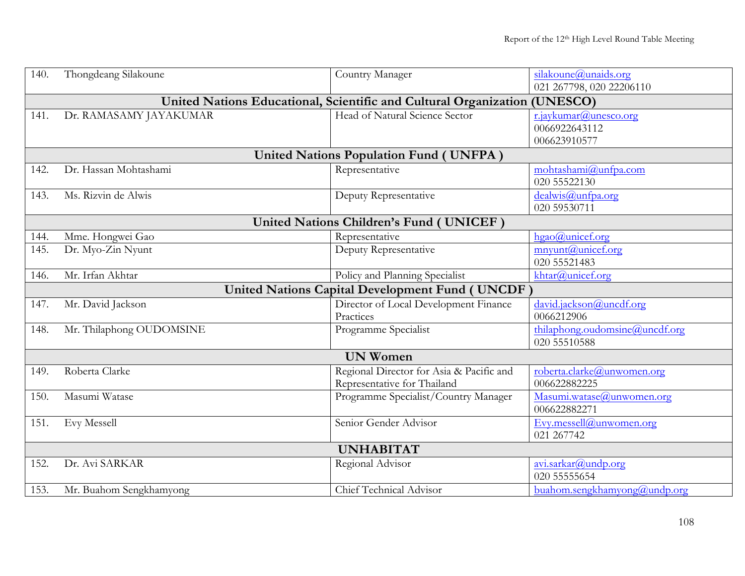| | | | |
|---|---|---|---|
| 140. | Thongdeang Silakoune | Country Manager | silakoune@unaids.org<br>021 267798, 020 22206110 |
| **United Nations Educational, Scientific and Cultural Organization (UNESCO)** | | | |
| 141. | Dr. RAMASAMY JAYAKUMAR | Head of Natural Science Sector | r.jaykumar@unesco.org<br>0066922643112<br>006623910577 |
| **United Nations Population Fund ( UNFPA )** | | | |
| 142. | Dr. Hassan Mohtashami | Representative | mohtashami@unfpa.com<br>020 55522130 |
| 143. | Ms. Rizvin de Alwis | Deputy Representative | dealwis@unfpa.org<br>020 59530711 |
| **United Nations Children's Fund ( UNICEF )** | | | |
| 144. | Mme. Hongwei Gao | Representative | hgao@unicef.org |
| 145. | Dr. Myo-Zin Nyunt | Deputy Representative | mnyunt@unicef.org<br>020 55521483 |
| 146. | Mr. Irfan Akhtar | Policy and Planning Specialist | khtar@unicef.org |
| **United Nations Capital Development Fund ( UNCDF )** | | | |
| 147. | Mr. David Jackson | Director of Local Development Finance Practices | david.jackson@uncdf.org<br>0066212906 |
| 148. | Mr. Thilaphong OUDOMSINE | Programme Specialist | thilaphong.oudomsine@uncdf.org<br>020 55510588 |
| **UN Women** | | | |
| 149. | Roberta Clarke | Regional Director for Asia & Pacific and Representative for Thailand | roberta.clarke@unwomen.org<br>006622882225 |
| 150. | Masumi Watase | Programme Specialist/Country Manager | Masumi.watase@unwomen.org<br>006622882271 |
| 151. | Evy Messell | Senior Gender Advisor | Evy.messell@unwomen.org<br>021 267742 |
| **UNHABITAT** | | | |
| 152. | Dr. Avi SARKAR | Regional Advisor | avi.sarkar@undp.org<br>020 55555654 |
| 153. | Mr. Buahom Sengkhamyong | Chief Technical Advisor | buahom.sengkhamyong@undp.org |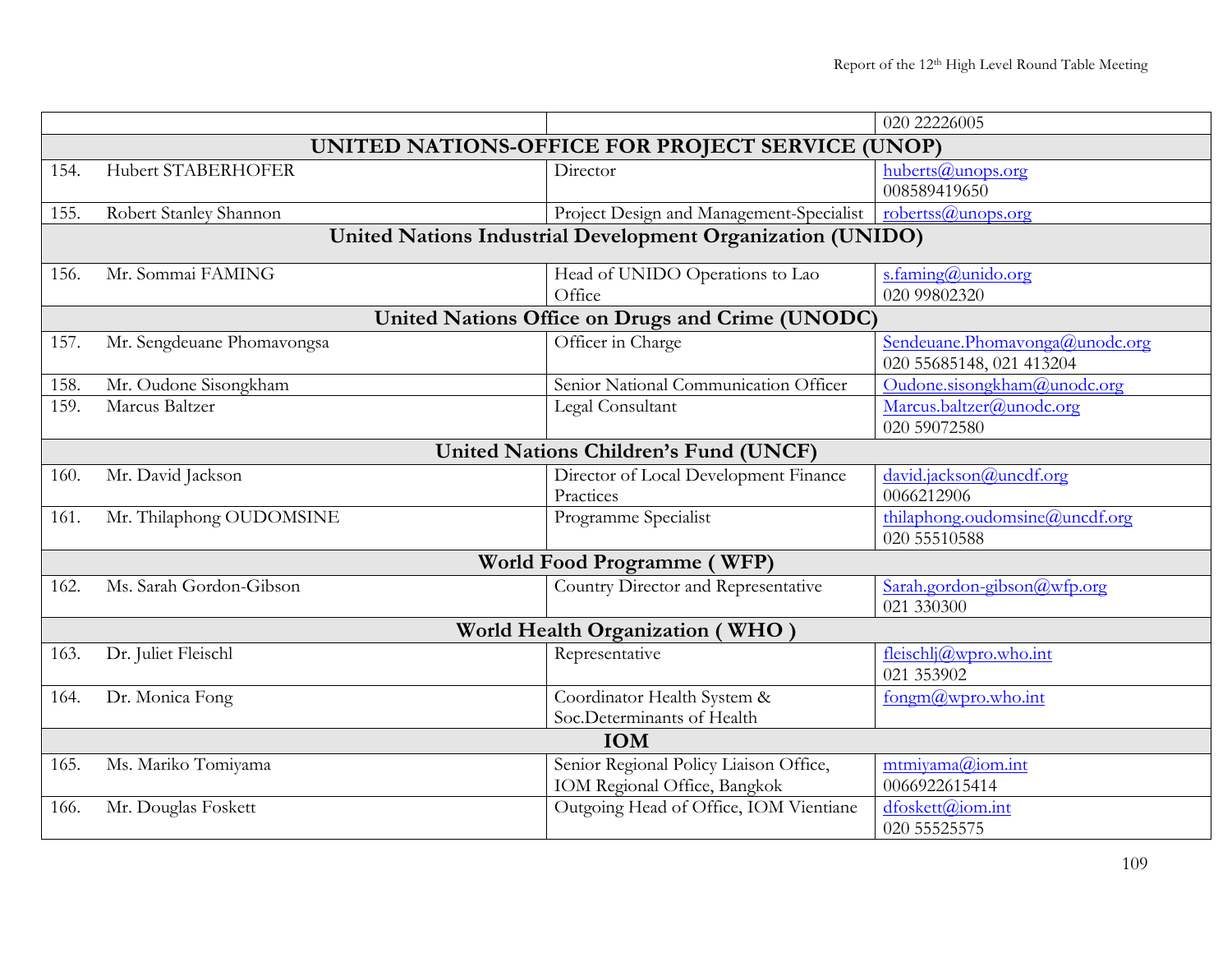| | | | |
|---|---|---|---|
| | | | 020 22226005 |
| **UNITED NATIONS-OFFICE FOR PROJECT SERVICE (UNOP)** | | | |
| 154. | Hubert STABERHOFER | Director | huberts@unops.org<br>008589419650 |
| 155. | Robert Stanley Shannon | Project Design and Management-Specialist | robertss@unops.org |
| **United Nations Industrial Development Organization (UNIDO)** | | | |
| 156. | Mr. Sommai FAMING | Head of UNIDO Operations to Lao Office | s.faming@unido.org<br>020 99802320 |
| **United Nations Office on Drugs and Crime (UNODC)** | | | |
| 157. | Mr. Sengdeuane Phomavongsa | Officer in Charge | Sendeuane.Phomavonga@unodc.org<br>020 55685148, 021 413204 |
| 158. | Mr. Oudone Sisongkham | Senior National Communication Officer | Oudone.sisongkham@unodc.org |
| 159. | Marcus Baltzer | Legal Consultant | Marcus.baltzer@unodc.org<br>020 59072580 |
| **United Nations Children's Fund (UNCF)** | | | |
| 160. | Mr. David Jackson | Director of Local Development Finance Practices | david.jackson@uncdf.org<br>0066212906 |
| 161. | Mr. Thilaphong OUDOMSINE | Programme Specialist | thilaphong.oudomsine@uncdf.org<br>020 55510588 |
| **World Food Programme ( WFP)** | | | |
| 162. | Ms. Sarah Gordon-Gibson | Country Director and Representative | Sarah.gordon-gibson@wfp.org<br>021 330300 |
| **World Health Organization ( WHO )** | | | |
| 163. | Dr. Juliet Fleischl | Representative | fleischlj@wpro.who.int<br>021 353902 |
| 164. | Dr. Monica Fong | Coordinator Health System & Soc.Determinants of Health | fongm@wpro.who.int |
| **IOM** | | | |
| 165. | Ms. Mariko Tomiyama | Senior Regional Policy Liaison Office, IOM Regional Office, Bangkok | mtmiyama@iom.int<br>0066922615414 |
| 166. | Mr. Douglas Foskett | Outgoing Head of Office, IOM Vientiane | dfoskett@iom.int<br>020 55525575 |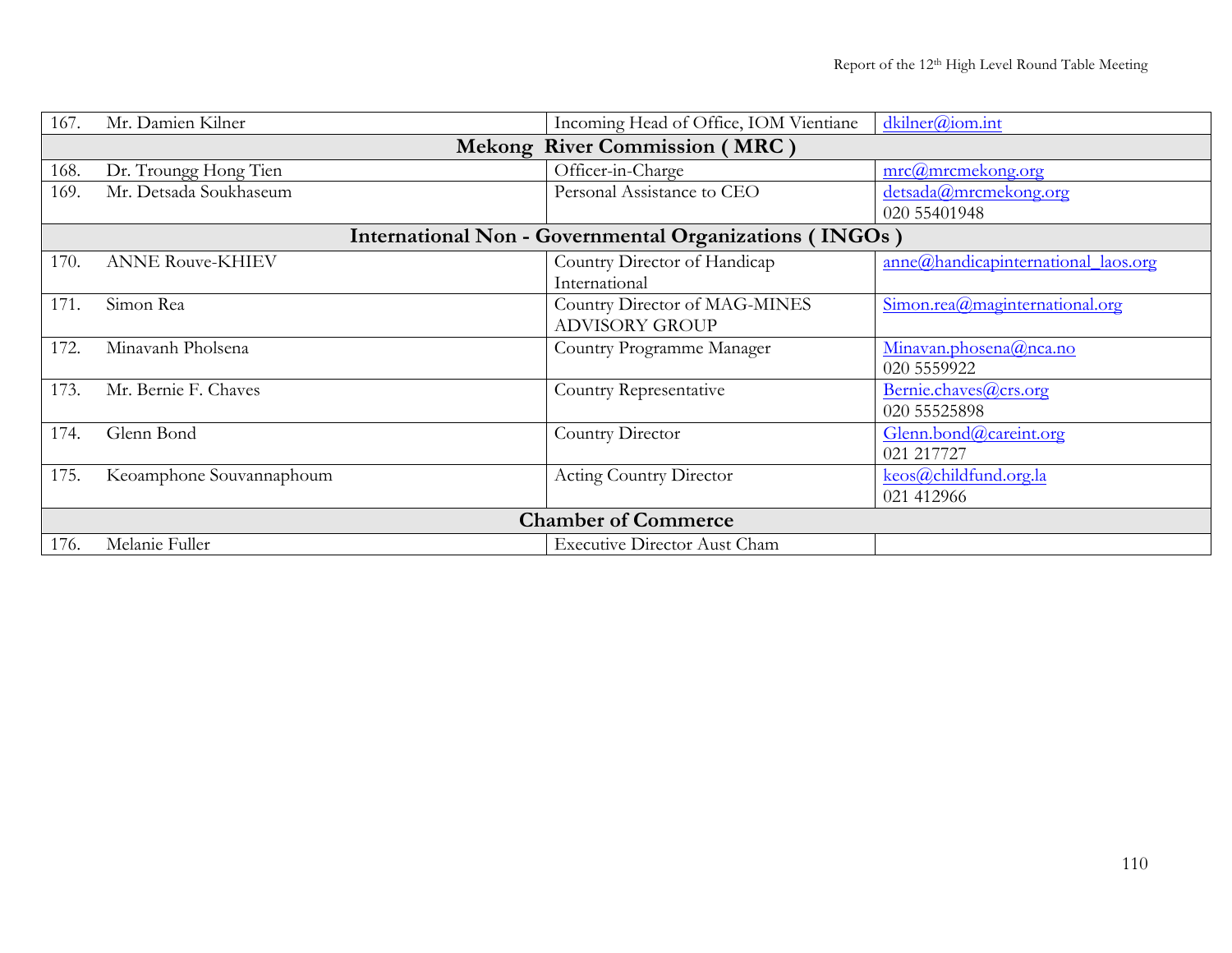| | | | |
|---|---|---|---|
| 167. | Mr. Damien Kilner | Incoming Head of Office, IOM Vientiane | dkilner@iom.int |
| **Mekong River Commission ( MRC )** | | | |
| 168. | Dr. Troungg Hong Tien | Officer-in-Charge | mrc@mrcmekong.org |
| 169. | Mr. Detsada Soukhaseum | Personal Assistance to CEO | detsada@mrcmekong.org 020 55401948 |
| **International Non - Governmental Organizations ( INGOs )** | | | |
| 170. | ANNE Rouve-KHIEV | Country Director of Handicap International | anne@handicapinternational_laos.org |
| 171. | Simon Rea | Country Director of MAG-MINES ADVISORY GROUP | Simon.rea@maginternational.org |
| 172. | Minavanh Pholsena | Country Programme Manager | Minavan.phosena@nca.no 020 5559922 |
| 173. | Mr. Bernie F. Chaves | Country Representative | Bernie.chaves@crs.org 020 55525898 |
| 174. | Glenn Bond | Country Director | Glenn.bond@careint.org 021 217727 |
| 175. | Keoamphone Souvannaphoum | Acting Country Director | keos@childfund.org.la 021 412966 |
| **Chamber of Commerce** | | | |
| 176. | Melanie Fuller | Executive Director Aust Cham | |